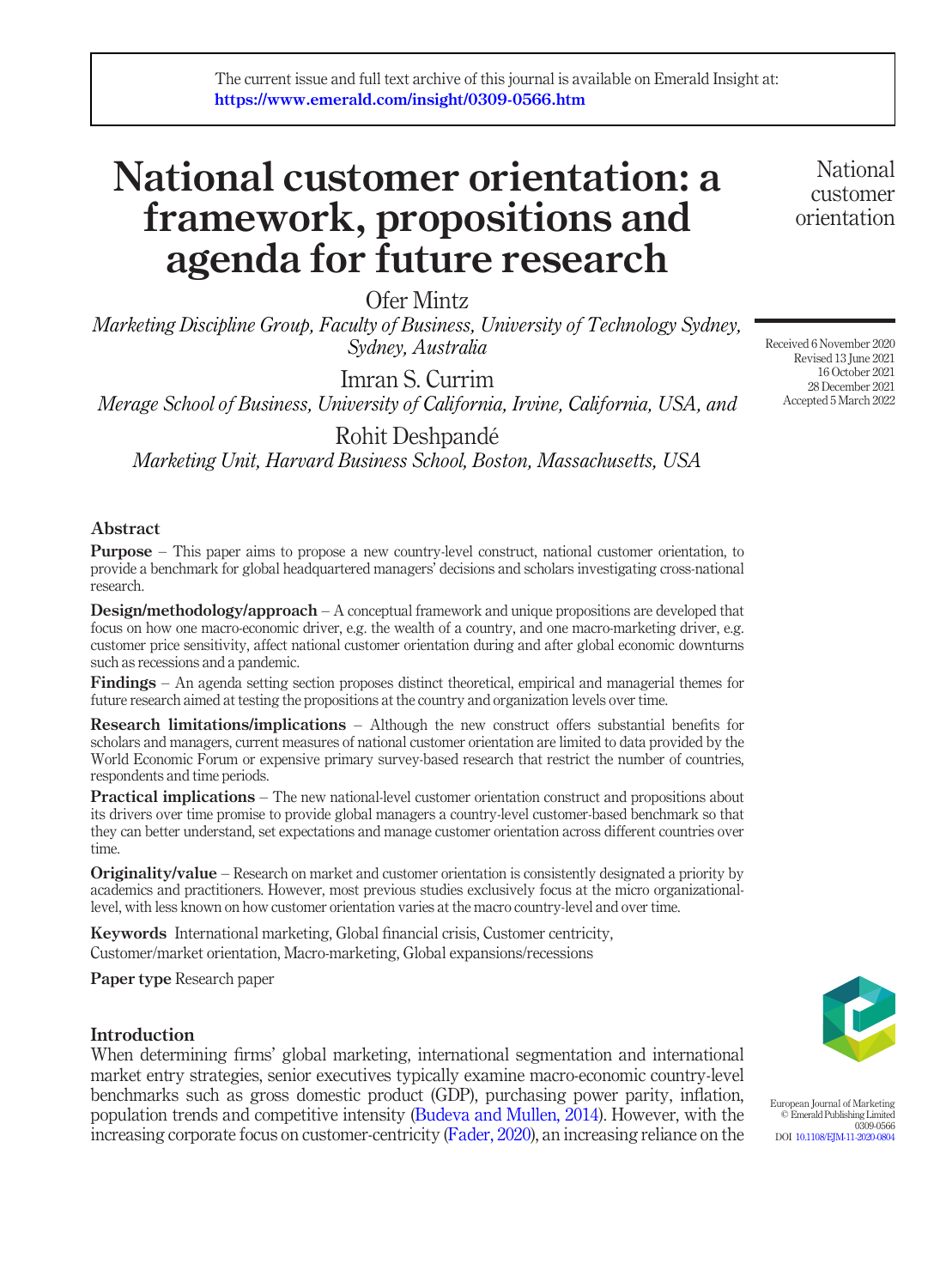The current issue and full text archive of this journal is available on Emerald Insight at: https://www.emerald.com/insight/0309-0566.htm

# National customer orientation: a framework, propositions and agenda for future research

Ofer Mintz

*Marketing Discipline Group, Faculty of Business, University of Technology Sydney, Sydney, Australia*

Imran S. Currim

*Merage School of Business, University of California, Irvine, California, USA, and*

Rohit Deshpandé

*Marketing Unit, Harvard Business School, Boston, Massachusetts, USA*

Received 6 November 2020
Revised 13 June 2021
16 October 2021
28 December 2021
Accepted 5 March 2022

## Abstract

**Purpose** – This paper aims to propose a new country-level construct, national customer orientation, to provide a benchmark for global headquartered managers' decisions and scholars investigating cross-national research.

**Design/methodology/approach** – A conceptual framework and unique propositions are developed that focus on how one macro-economic driver, e.g. the wealth of a country, and one macro-marketing driver, e.g. customer price sensitivity, affect national customer orientation during and after global economic downturns such as recessions and a pandemic.

**Findings** – An agenda setting section proposes distinct theoretical, empirical and managerial themes for future research aimed at testing the propositions at the country and organization levels over time.

**Research limitations/implications** – Although the new construct offers substantial benefits for scholars and managers, current measures of national customer orientation are limited to data provided by the World Economic Forum or expensive primary survey-based research that restrict the number of countries, respondents and time periods.

**Practical implications** – The new national-level customer orientation construct and propositions about its drivers over time promise to provide global managers a country-level customer-based benchmark so that they can better understand, set expectations and manage customer orientation across different countries over time.

**Originality/value** – Research on market and customer orientation is consistently designated a priority by academics and practitioners. However, most previous studies exclusively focus at the micro organizational-level, with less known on how customer orientation varies at the macro country-level and over time.

**Keywords** International marketing, Global financial crisis, Customer centricity, Customer/market orientation, Macro-marketing, Global expansions/recessions

**Paper type** Research paper

## Introduction

When determining firms' global marketing, international segmentation and international market entry strategies, senior executives typically examine macro-economic country-level benchmarks such as gross domestic product (GDP), purchasing power parity, inflation, population trends and competitive intensity (Budeva and Mullen, 2014). However, with the increasing corporate focus on customer-centricity (Fader, 2020), an increasing reliance on the

European Journal of Marketing
© Emerald Publishing Limited
0309-0566
DOI 10.1108/EJM-11-2020-0804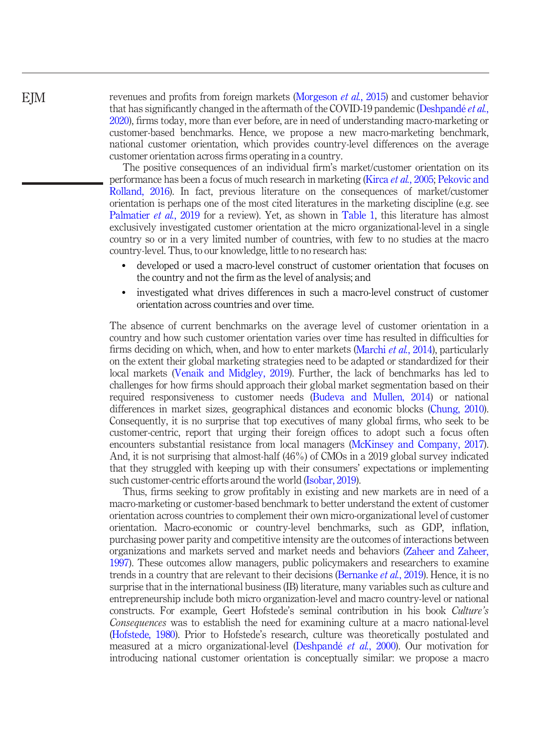revenues and profits from foreign markets (Morgeson *et al.*, 2015) and customer behavior that has significantly changed in the aftermath of the COVID-19 pandemic (Deshpandé *et al.*, 2020), firms today, more than ever before, are in need of understanding macro-marketing or customer-based benchmarks. Hence, we propose a new macro-marketing benchmark, national customer orientation, which provides country-level differences on the average customer orientation across firms operating in a country.

The positive consequences of an individual firm's market/customer orientation on its performance has been a focus of much research in marketing (Kirca *et al.*, 2005; Pekovic and Rolland, 2016). In fact, previous literature on the consequences of market/customer orientation is perhaps one of the most cited literatures in the marketing discipline (e.g. see Palmatier *et al.*, 2019 for a review). Yet, as shown in Table 1, this literature has almost exclusively investigated customer orientation at the micro organizational-level in a single country so or in a very limited number of countries, with few to no studies at the macro country-level. Thus, to our knowledge, little to no research has:

- developed or used a macro-level construct of customer orientation that focuses on the country and not the firm as the level of analysis; and
- investigated what drives differences in such a macro-level construct of customer orientation across countries and over time.

The absence of current benchmarks on the average level of customer orientation in a country and how such customer orientation varies over time has resulted in difficulties for firms deciding on which, when, and how to enter markets (Marchi *et al.*, 2014), particularly on the extent their global marketing strategies need to be adapted or standardized for their local markets (Venaik and Midgley, 2019). Further, the lack of benchmarks has led to challenges for how firms should approach their global market segmentation based on their required responsiveness to customer needs (Budeva and Mullen, 2014) or national differences in market sizes, geographical distances and economic blocks (Chung, 2010). Consequently, it is no surprise that top executives of many global firms, who seek to be customer-centric, report that urging their foreign offices to adopt such a focus often encounters substantial resistance from local managers (McKinsey and Company, 2017). And, it is not surprising that almost-half (46%) of CMOs in a 2019 global survey indicated that they struggled with keeping up with their consumers' expectations or implementing such customer-centric efforts around the world (Isobar, 2019).

Thus, firms seeking to grow profitably in existing and new markets are in need of a macro-marketing or customer-based benchmark to better understand the extent of customer orientation across countries to complement their own micro-organizational level of customer orientation. Macro-economic or country-level benchmarks, such as GDP, inflation, purchasing power parity and competitive intensity are the outcomes of interactions between organizations and markets served and market needs and behaviors (Zaheer and Zaheer, 1997). These outcomes allow managers, public policymakers and researchers to examine trends in a country that are relevant to their decisions (Bernanke *et al.*, 2019). Hence, it is no surprise that in the international business (IB) literature, many variables such as culture and entrepreneurship include both micro organization-level and macro country-level or national constructs. For example, Geert Hofstede's seminal contribution in his book *Culture's Consequences* was to establish the need for examining culture at a macro national-level (Hofstede, 1980). Prior to Hofstede's research, culture was theoretically postulated and measured at a micro organizational-level (Deshpandé *et al.*, 2000). Our motivation for introducing national customer orientation is conceptually similar: we propose a macro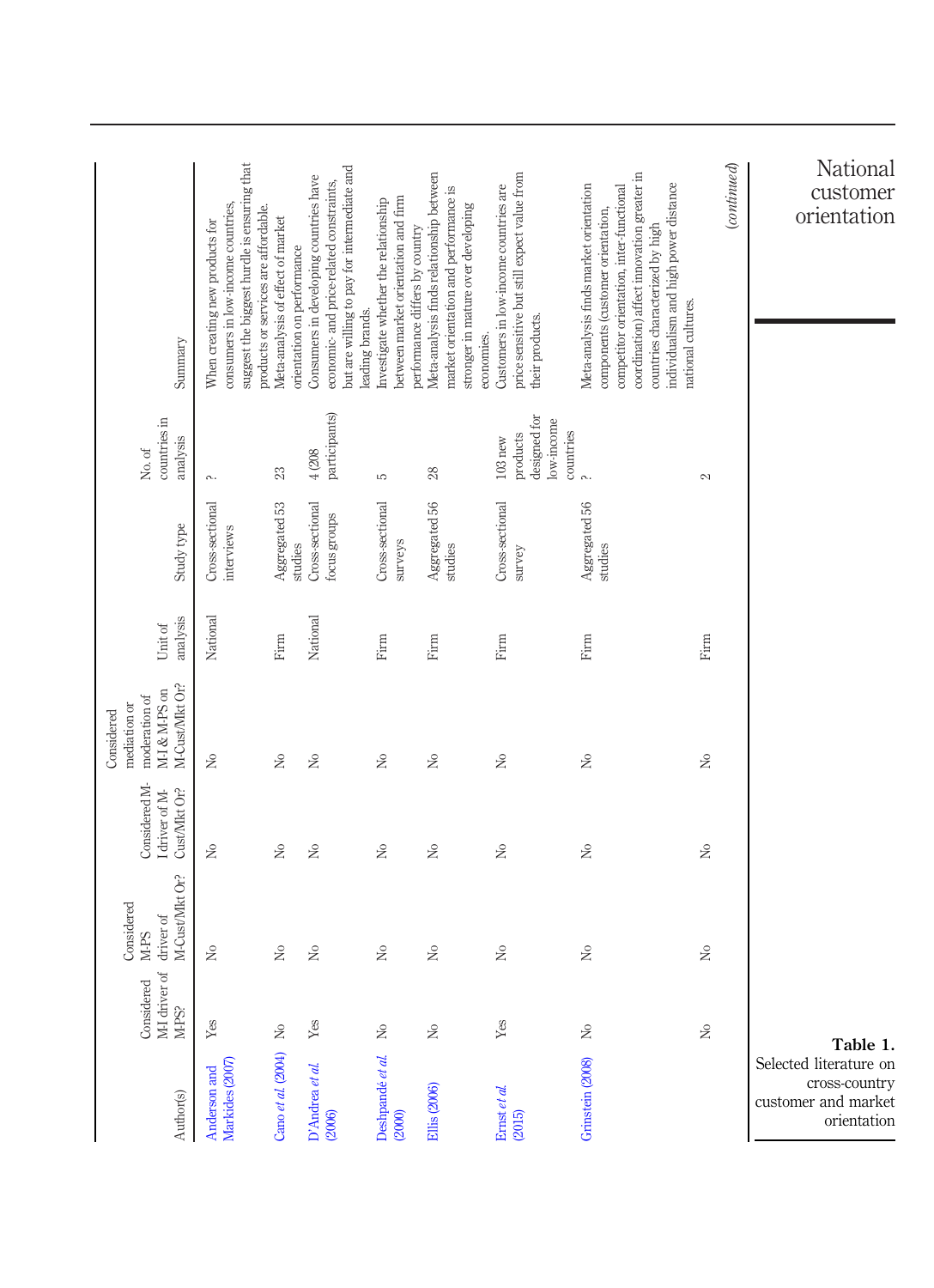Table 1.
Selected literature on cross-country customer and market orientation

| Author(s) | Considered M-I driver of M-PS? | Considered M-PS driver of M-Cust/Mkt Or? | Considered M-I driver of M-Cust/Mkt Or? | Considered mediation or moderation of M-I & M-PS on M-Cust/Mkt Or? | Unit of analysis | Study type | No. of countries in analysis | Summary |
|---|---|---|---|---|---|---|---|---|
| Anderson and Markides (2007) | Yes | No | No | No | National | Cross-sectional interviews | ? | When creating new products for consumers in low-income countries, suggest the biggest hurdle is ensuring that products or services are affordable. |
| Cano et al. (2004) | No | No | No | No | Firm | Aggregated 53 studies | 23 | Meta-analysis of effect of market orientation on performance |
| D'Andrea et al. (2006) | Yes | No | No | No | National | Cross-sectional focus groups | 4 (208 participants) | Consumers in developing countries have economic- and price-related constraints, but are willing to pay for intermediate and leading brands. |
| Deshpandé et al. (2000) | No | No | No | No | Firm | Cross-sectional surveys | 5 | Investigate whether the relationship between market orientation and firm performance differs by country |
| Ellis (2006) | No | No | No | No | Firm | Aggregated 56 studies | 28 | Meta-analysis finds relationship between market orientation and performance is stronger in mature over developing economies. |
| Ernst et al. (2015) | Yes | No | No | No | Firm | Cross-sectional survey | 103 new products designed for low-income countries | Customers in low-income countries are price sensitive but still expect value from their products. |
| Grinstein (2008) | No | No | No | No | Firm | Aggregated 56 studies | ? | Meta-analysis finds market orientation components (customer orientation, competitor orientation, inter-functional coordination) affect innovation greater in countries characterized by high individualism and high power distance national cultures. |
| | No | No | No | No | Firm | | 2 | |

(continued)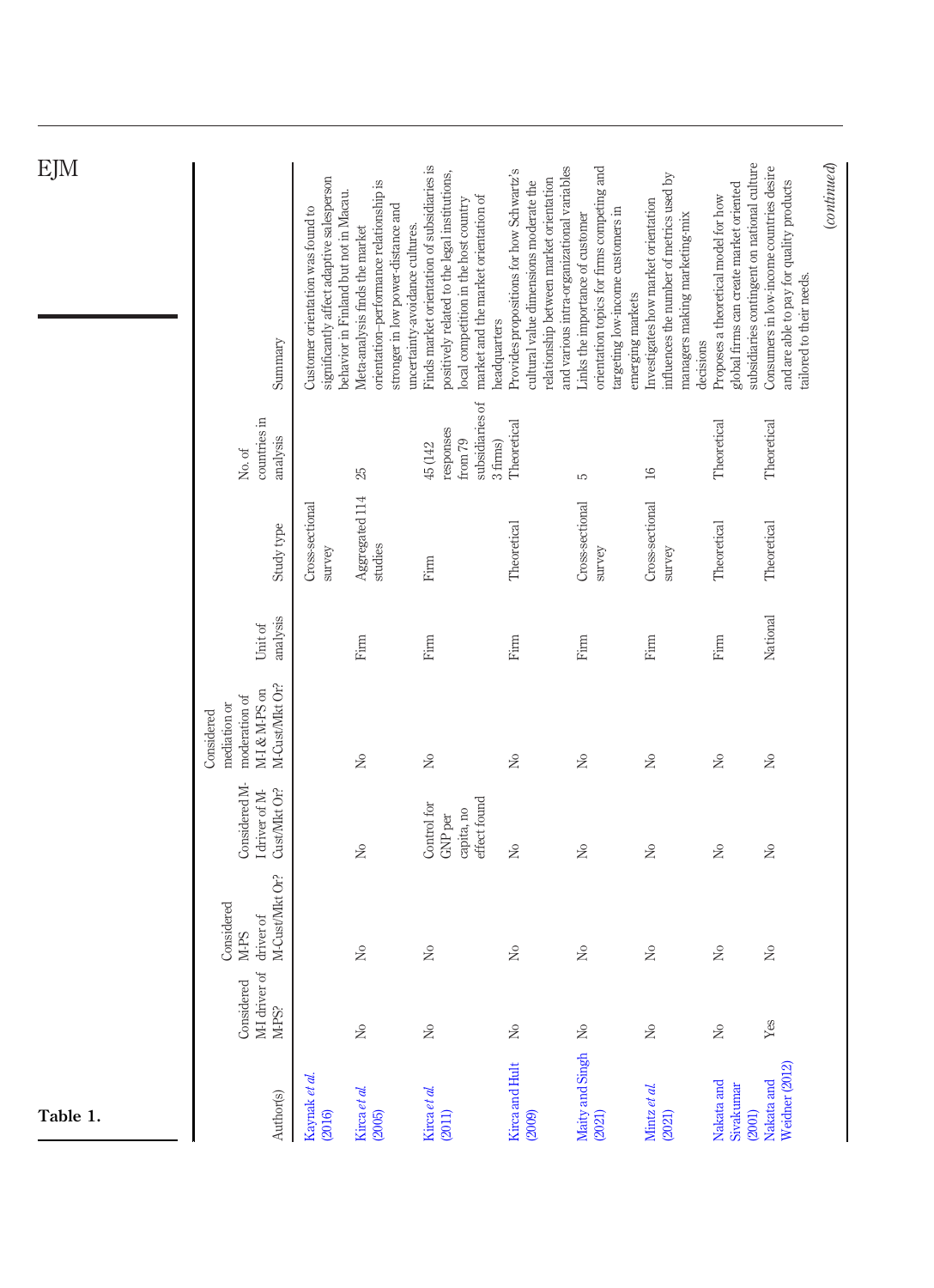Table 1.

| Author(s) | Considered M-I driver of M-PS? | Considered M-PS driver of M-Cust/Mkt Or? | Considered M-I driver of M-Cust/Mkt Or? | Considered mediation or moderation of M-I & M-PS on M-Cust/Mkt Or? | Unit of analysis | Study type | No. of countries in analysis | Summary |
|---|---|---|---|---|---|---|---|---|
| Kaynak *et al.* (2016) | | | | | | Cross-sectional survey | | Customer orientation was found to significantly affect adaptive salesperson behavior in Finland but not in Macau. |
| Kirca *et al.* (2005) | No | No | No | No | Firm | Aggregated 114 studies | 25 | Meta-analysis finds the market orientation–performance relationship is stronger in low power-distance and uncertainty-avoidance cultures. |
| Kirca *et al.* (2011) | No | No | Control for GNP per capita, no effect found | No | Firm | Firm | 45 (142 responses from 79 subsidiaries of 3 firms) | Finds market orientation of subsidiaries is positively related to the legal institutions, local competition in the host country market and the market orientation of headquarters |
| Kirca and Hult (2009) | No | No | No | No | Firm | Theoretical | Theoretical | Provides propositions for how Schwartz's cultural value dimensions moderate the relationship between market orientation and various intra-organizational variables |
| Maity and Singh (2021) | No | No | No | No | Firm | Cross-sectional survey | 5 | Links the importance of customer orientation topics for firms competing and targeting low-income customers in emerging markets |
| Mintz *et al.* (2021) | No | No | No | No | Firm | Cross-sectional survey | 16 | Investigates how market orientation influences the number of metrics used by managers making marketing-mix decisions |
| Nakata and Sivakumar (2001) | No | No | No | No | Firm | Theoretical | Theoretical | Proposes a theoretical model for how global firms can create market oriented subsidiaries contingent on national culture |
| Nakata and Weidner (2012) | Yes | No | No | No | National | Theoretical | Theoretical | Consumers in low-income countries desire and are able to pay for quality products tailored to their needs. |

(*continued*)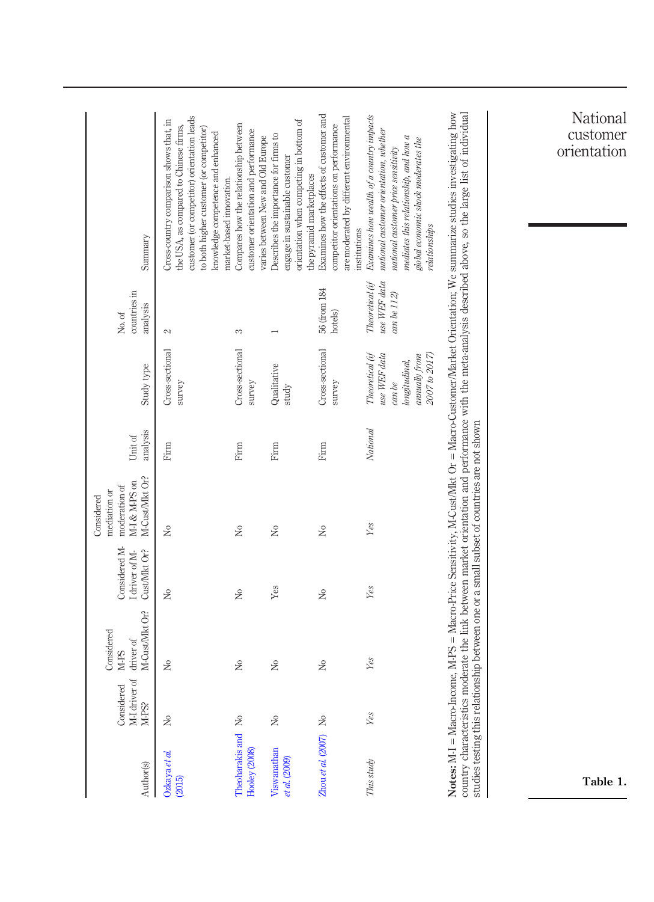| Author(s) | Considered M-I driver of M-PS? | Considered M-PS driver of M-Cust/Mkt Or? | Considered M-I driver of M-Cust/Mkt Or? | Considered mediation or moderation of M-I & M-PS on M-Cust/Mkt Or? | Unit of analysis | Study type | No. of countries in analysis | Summary |
|---|---|---|---|---|---|---|---|---|
| Ozkaya *et al.* (2015) | No | No | No | No | Firm | Cross-sectional survey | 2 | Cross-country comparison shows that, in the USA, as compared to Chinese firms, customer (or competitor) orientation leads to both higher customer (or competitor) knowledge competence and enhanced market-based innovation. |
| Theoharakis and Hooley (2008) | No | No | No | No | Firm | Cross-sectional survey | 3 | Compares how the relationship between customer orientation and performance varies between New and Old Europe |
| Viswanathan *et al.* (2009) | No | No | Yes | No | Firm | Qualitative study | 1 | Describes the importance for firms to engage in sustainable customer orientation when competing in bottom of the pyramid marketplaces |
| Zhou *et al.* (2007) | No | No | No | No | Firm | Cross-sectional survey | 56 (from 184 hotels) | Examines how the effects of customer and competitor orientations on performance are moderated by different environmental institutions |
| *This study* | *Yes* | *Yes* | *Yes* | *Yes* | *National* | *Theoretical (if use WEF data can be longitudinal, annually from 2007 to 2017)* | *Theoretical (if use WEF data can be 112)* | *Examines how wealth of a country impacts national customer orientation, whether national customer price sensitivity mediates this relationship, and how a global economic shock moderates the relationships* |

**Notes:** M-I = Macro-Income, M-PS = Macro-Price Sensitivity, M-Cust/Mkt Or = Macro-Customer/Market Orientation; We summarize studies investigating how country characteristics moderate the link between market orientation and performance with the meta-analysis described above, so the large list of individual studies testing this relationship between one or a small subset of countries are not shown

**Table 1.**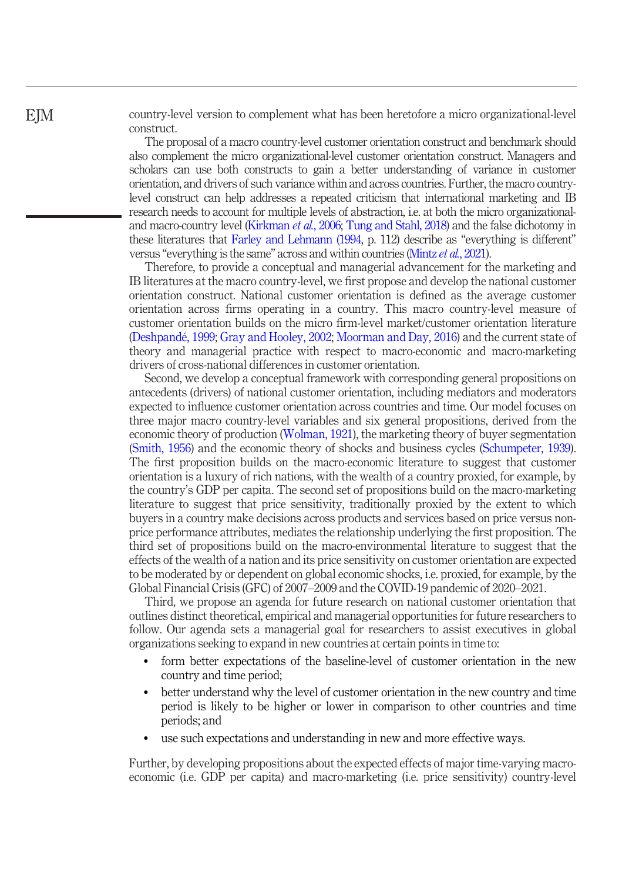country-level version to complement what has been heretofore a micro organizational-level construct.

The proposal of a macro country-level customer orientation construct and benchmark should also complement the micro organizational-level customer orientation construct. Managers and scholars can use both constructs to gain a better understanding of variance in customer orientation, and drivers of such variance within and across countries. Further, the macro country-level construct can help addresses a repeated criticism that international marketing and IB research needs to account for multiple levels of abstraction, i.e. at both the micro organizational- and macro-country level (Kirkman *et al.*, 2006; Tung and Stahl, 2018) and the false dichotomy in these literatures that Farley and Lehmann (1994, p. 112) describe as "everything is different" versus "everything is the same" across and within countries (Mintz *et al.*, 2021).

Therefore, to provide a conceptual and managerial advancement for the marketing and IB literatures at the macro country-level, we first propose and develop the national customer orientation construct. National customer orientation is defined as the average customer orientation across firms operating in a country. This macro country-level measure of customer orientation builds on the micro firm-level market/customer orientation literature (Deshpandé, 1999; Gray and Hooley, 2002; Moorman and Day, 2016) and the current state of theory and managerial practice with respect to macro-economic and macro-marketing drivers of cross-national differences in customer orientation.

Second, we develop a conceptual framework with corresponding general propositions on antecedents (drivers) of national customer orientation, including mediators and moderators expected to influence customer orientation across countries and time. Our model focuses on three major macro country-level variables and six general propositions, derived from the economic theory of production (Wolman, 1921), the marketing theory of buyer segmentation (Smith, 1956) and the economic theory of shocks and business cycles (Schumpeter, 1939). The first proposition builds on the macro-economic literature to suggest that customer orientation is a luxury of rich nations, with the wealth of a country proxied, for example, by the country's GDP per capita. The second set of propositions build on the macro-marketing literature to suggest that price sensitivity, traditionally proxied by the extent to which buyers in a country make decisions across products and services based on price versus non-price performance attributes, mediates the relationship underlying the first proposition. The third set of propositions build on the macro-environmental literature to suggest that the effects of the wealth of a nation and its price sensitivity on customer orientation are expected to be moderated by or dependent on global economic shocks, i.e. proxied, for example, by the Global Financial Crisis (GFC) of 2007–2009 and the COVID-19 pandemic of 2020–2021.

Third, we propose an agenda for future research on national customer orientation that outlines distinct theoretical, empirical and managerial opportunities for future researchers to follow. Our agenda sets a managerial goal for researchers to assist executives in global organizations seeking to expand in new countries at certain points in time to:

- form better expectations of the baseline-level of customer orientation in the new country and time period;
- better understand why the level of customer orientation in the new country and time period is likely to be higher or lower in comparison to other countries and time periods; and
- use such expectations and understanding in new and more effective ways.

Further, by developing propositions about the expected effects of major time-varying macro-economic (i.e. GDP per capita) and macro-marketing (i.e. price sensitivity) country-level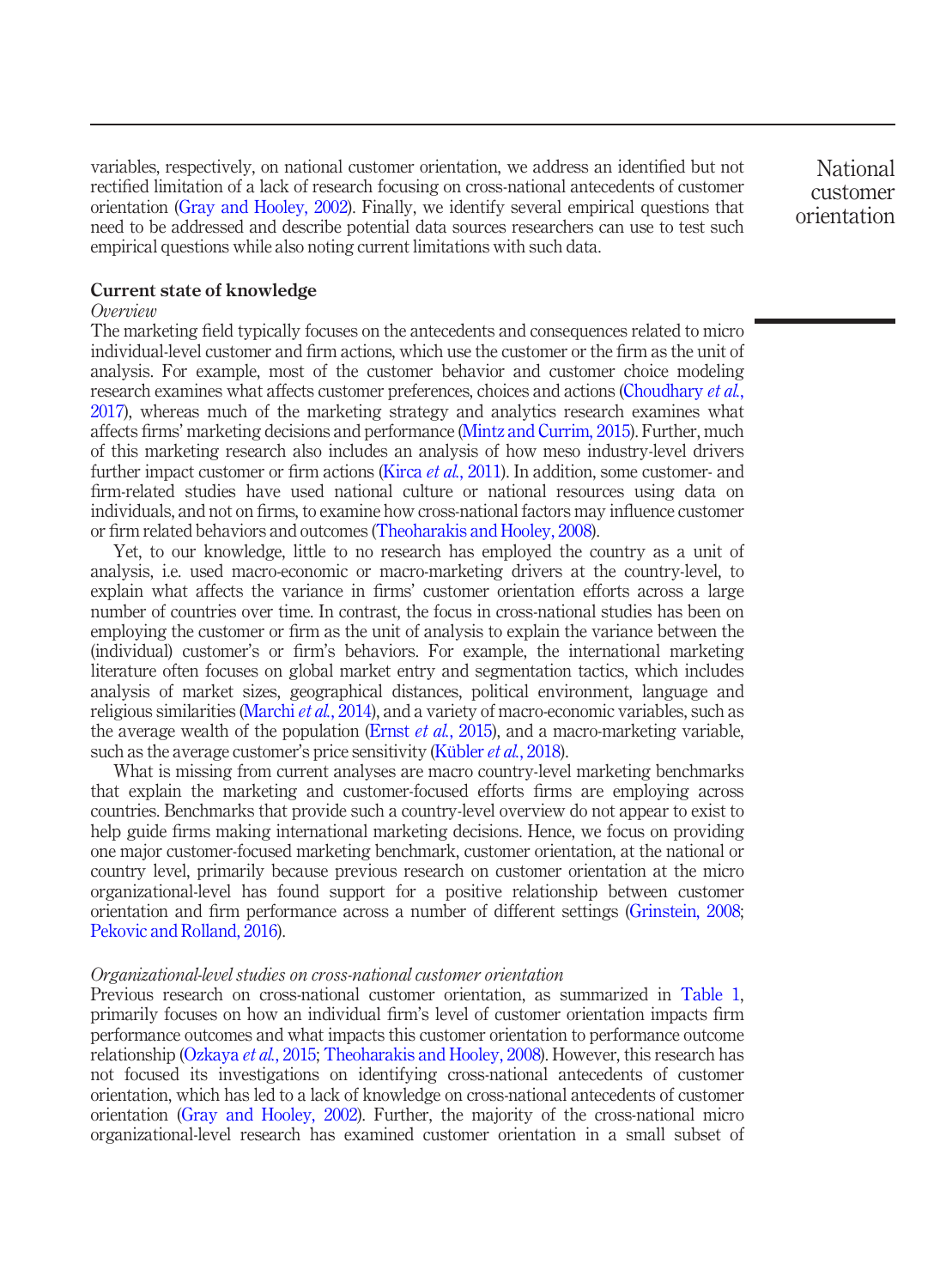variables, respectively, on national customer orientation, we address an identified but not rectified limitation of a lack of research focusing on cross-national antecedents of customer orientation (Gray and Hooley, 2002). Finally, we identify several empirical questions that need to be addressed and describe potential data sources researchers can use to test such empirical questions while also noting current limitations with such data.

## Current state of knowledge

### *Overview*

The marketing field typically focuses on the antecedents and consequences related to micro individual-level customer and firm actions, which use the customer or the firm as the unit of analysis. For example, most of the customer behavior and customer choice modeling research examines what affects customer preferences, choices and actions (Choudhary *et al.*, 2017), whereas much of the marketing strategy and analytics research examines what affects firms' marketing decisions and performance (Mintz and Currim, 2015). Further, much of this marketing research also includes an analysis of how meso industry-level drivers further impact customer or firm actions (Kirca *et al.*, 2011). In addition, some customer- and firm-related studies have used national culture or national resources using data on individuals, and not on firms, to examine how cross-national factors may influence customer or firm related behaviors and outcomes (Theoharakis and Hooley, 2008).

Yet, to our knowledge, little to no research has employed the country as a unit of analysis, i.e. used macro-economic or macro-marketing drivers at the country-level, to explain what affects the variance in firms' customer orientation efforts across a large number of countries over time. In contrast, the focus in cross-national studies has been on employing the customer or firm as the unit of analysis to explain the variance between the (individual) customer's or firm's behaviors. For example, the international marketing literature often focuses on global market entry and segmentation tactics, which includes analysis of market sizes, geographical distances, political environment, language and religious similarities (Marchi *et al.*, 2014), and a variety of macro-economic variables, such as the average wealth of the population (Ernst *et al.*, 2015), and a macro-marketing variable, such as the average customer's price sensitivity (Kübler *et al.*, 2018).

What is missing from current analyses are macro country-level marketing benchmarks that explain the marketing and customer-focused efforts firms are employing across countries. Benchmarks that provide such a country-level overview do not appear to exist to help guide firms making international marketing decisions. Hence, we focus on providing one major customer-focused marketing benchmark, customer orientation, at the national or country level, primarily because previous research on customer orientation at the micro organizational-level has found support for a positive relationship between customer orientation and firm performance across a number of different settings (Grinstein, 2008; Pekovic and Rolland, 2016).

### *Organizational-level studies on cross-national customer orientation*

Previous research on cross-national customer orientation, as summarized in Table 1, primarily focuses on how an individual firm's level of customer orientation impacts firm performance outcomes and what impacts this customer orientation to performance outcome relationship (Ozkaya *et al.*, 2015; Theoharakis and Hooley, 2008). However, this research has not focused its investigations on identifying cross-national antecedents of customer orientation, which has led to a lack of knowledge on cross-national antecedents of customer orientation (Gray and Hooley, 2002). Further, the majority of the cross-national micro organizational-level research has examined customer orientation in a small subset of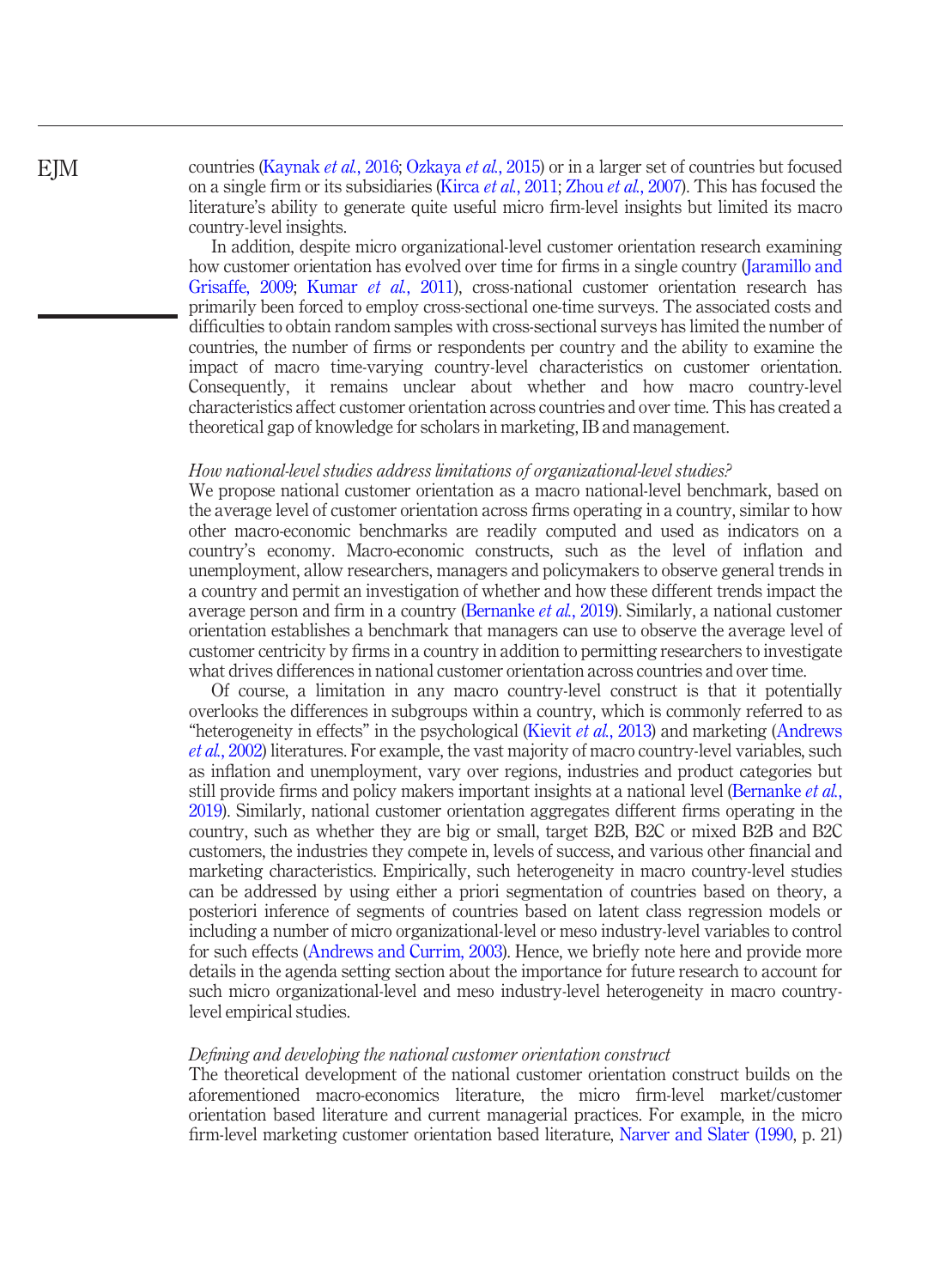countries (Kaynak *et al.*, 2016; Ozkaya *et al.*, 2015) or in a larger set of countries but focused on a single firm or its subsidiaries (Kirca *et al.*, 2011; Zhou *et al.*, 2007). This has focused the literature's ability to generate quite useful micro firm-level insights but limited its macro country-level insights.

In addition, despite micro organizational-level customer orientation research examining how customer orientation has evolved over time for firms in a single country (Jaramillo and Grisaffe, 2009; Kumar *et al.*, 2011), cross-national customer orientation research has primarily been forced to employ cross-sectional one-time surveys. The associated costs and difficulties to obtain random samples with cross-sectional surveys has limited the number of countries, the number of firms or respondents per country and the ability to examine the impact of macro time-varying country-level characteristics on customer orientation. Consequently, it remains unclear about whether and how macro country-level characteristics affect customer orientation across countries and over time. This has created a theoretical gap of knowledge for scholars in marketing, IB and management.

### *How national-level studies address limitations of organizational-level studies?*

We propose national customer orientation as a macro national-level benchmark, based on the average level of customer orientation across firms operating in a country, similar to how other macro-economic benchmarks are readily computed and used as indicators on a country's economy. Macro-economic constructs, such as the level of inflation and unemployment, allow researchers, managers and policymakers to observe general trends in a country and permit an investigation of whether and how these different trends impact the average person and firm in a country (Bernanke *et al.*, 2019). Similarly, a national customer orientation establishes a benchmark that managers can use to observe the average level of customer centricity by firms in a country in addition to permitting researchers to investigate what drives differences in national customer orientation across countries and over time.

Of course, a limitation in any macro country-level construct is that it potentially overlooks the differences in subgroups within a country, which is commonly referred to as "heterogeneity in effects" in the psychological (Kievit *et al.*, 2013) and marketing (Andrews *et al.*, 2002) literatures. For example, the vast majority of macro country-level variables, such as inflation and unemployment, vary over regions, industries and product categories but still provide firms and policy makers important insights at a national level (Bernanke *et al.*, 2019). Similarly, national customer orientation aggregates different firms operating in the country, such as whether they are big or small, target B2B, B2C or mixed B2B and B2C customers, the industries they compete in, levels of success, and various other financial and marketing characteristics. Empirically, such heterogeneity in macro country-level studies can be addressed by using either a priori segmentation of countries based on theory, a posteriori inference of segments of countries based on latent class regression models or including a number of micro organizational-level or meso industry-level variables to control for such effects (Andrews and Currim, 2003). Hence, we briefly note here and provide more details in the agenda setting section about the importance for future research to account for such micro organizational-level and meso industry-level heterogeneity in macro country-level empirical studies.

### *Defining and developing the national customer orientation construct*

The theoretical development of the national customer orientation construct builds on the aforementioned macro-economics literature, the micro firm-level market/customer orientation based literature and current managerial practices. For example, in the micro firm-level marketing customer orientation based literature, Narver and Slater (1990, p. 21)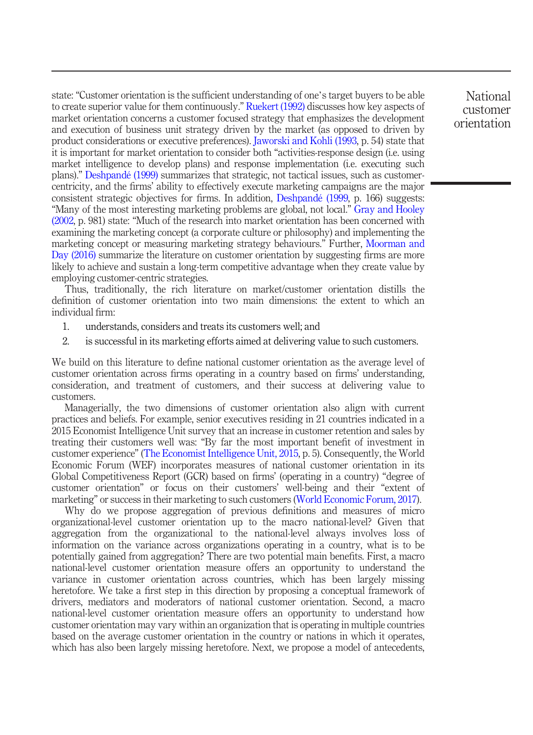state: "Customer orientation is the sufficient understanding of one's target buyers to be able to create superior value for them continuously." Ruekert (1992) discusses how key aspects of market orientation concerns a customer focused strategy that emphasizes the development and execution of business unit strategy driven by the market (as opposed to driven by product considerations or executive preferences). Jaworski and Kohli (1993, p. 54) state that it is important for market orientation to consider both "activities-response design (i.e. using market intelligence to develop plans) and response implementation (i.e. executing such plans)." Deshpandé (1999) summarizes that strategic, not tactical issues, such as customer-centricity, and the firms' ability to effectively execute marketing campaigns are the major consistent strategic objectives for firms. In addition, Deshpandé (1999, p. 166) suggests: "Many of the most interesting marketing problems are global, not local." Gray and Hooley (2002, p. 981) state: "Much of the research into market orientation has been concerned with examining the marketing concept (a corporate culture or philosophy) and implementing the marketing concept or measuring marketing strategy behaviours." Further, Moorman and Day (2016) summarize the literature on customer orientation by suggesting firms are more likely to achieve and sustain a long-term competitive advantage when they create value by employing customer-centric strategies.

Thus, traditionally, the rich literature on market/customer orientation distills the definition of customer orientation into two main dimensions: the extent to which an individual firm:

1. understands, considers and treats its customers well; and
2. is successful in its marketing efforts aimed at delivering value to such customers.

We build on this literature to define national customer orientation as the average level of customer orientation across firms operating in a country based on firms' understanding, consideration, and treatment of customers, and their success at delivering value to customers.

Managerially, the two dimensions of customer orientation also align with current practices and beliefs. For example, senior executives residing in 21 countries indicated in a 2015 Economist Intelligence Unit survey that an increase in customer retention and sales by treating their customers well was: "By far the most important benefit of investment in customer experience" (The Economist Intelligence Unit, 2015, p. 5). Consequently, the World Economic Forum (WEF) incorporates measures of national customer orientation in its Global Competitiveness Report (GCR) based on firms' (operating in a country) "degree of customer orientation" or focus on their customers' well-being and their "extent of marketing" or success in their marketing to such customers (World Economic Forum, 2017).

Why do we propose aggregation of previous definitions and measures of micro organizational-level customer orientation up to the macro national-level? Given that aggregation from the organizational to the national-level always involves loss of information on the variance across organizations operating in a country, what is to be potentially gained from aggregation? There are two potential main benefits. First, a macro national-level customer orientation measure offers an opportunity to understand the variance in customer orientation across countries, which has been largely missing heretofore. We take a first step in this direction by proposing a conceptual framework of drivers, mediators and moderators of national customer orientation. Second, a macro national-level customer orientation measure offers an opportunity to understand how customer orientation may vary within an organization that is operating in multiple countries based on the average customer orientation in the country or nations in which it operates, which has also been largely missing heretofore. Next, we propose a model of antecedents,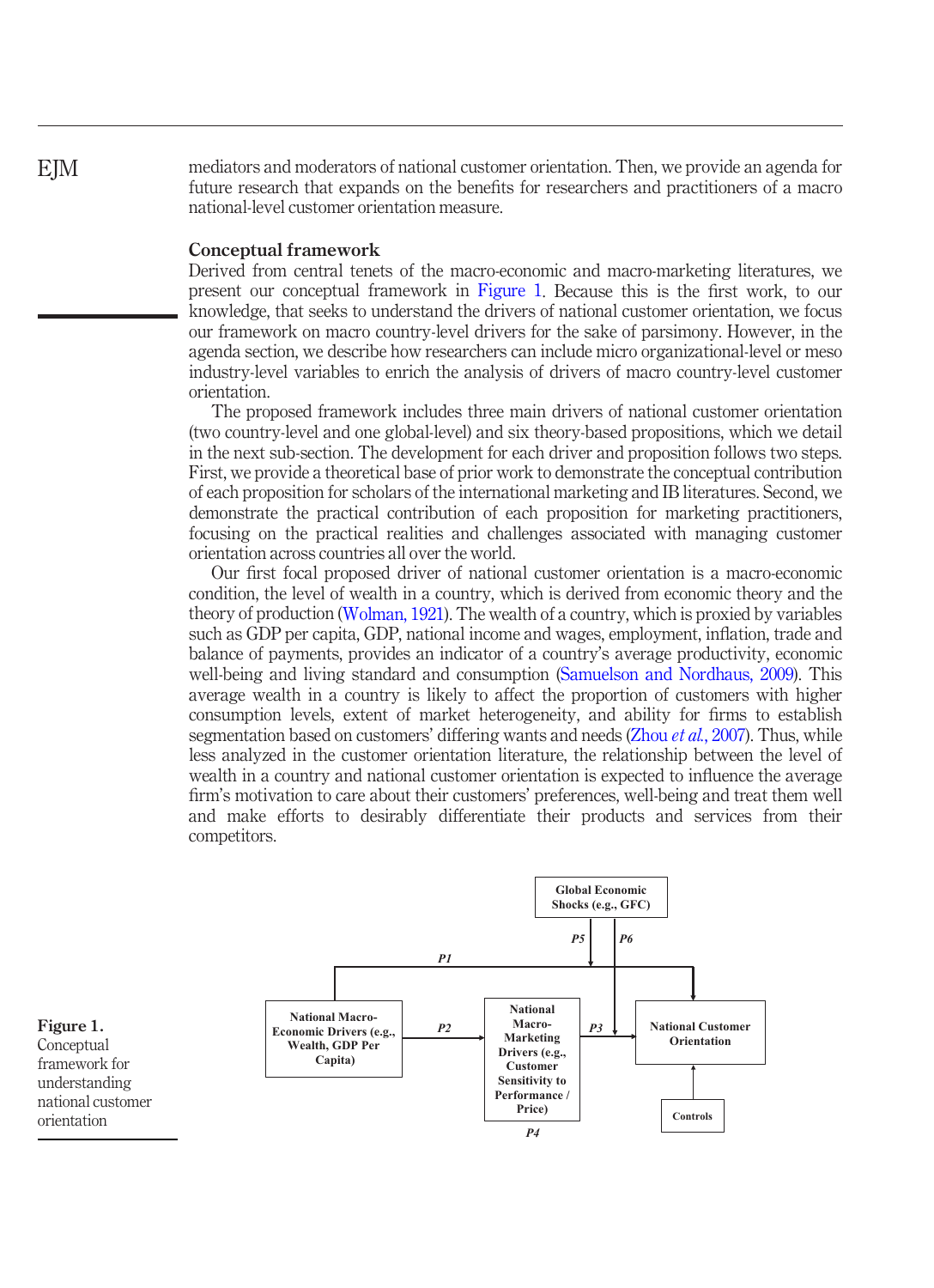mediators and moderators of national customer orientation. Then, we provide an agenda for future research that expands on the benefits for researchers and practitioners of a macro national-level customer orientation measure.

## Conceptual framework

Derived from central tenets of the macro-economic and macro-marketing literatures, we present our conceptual framework in Figure 1. Because this is the first work, to our knowledge, that seeks to understand the drivers of national customer orientation, we focus our framework on macro country-level drivers for the sake of parsimony. However, in the agenda section, we describe how researchers can include micro organizational-level or meso industry-level variables to enrich the analysis of drivers of macro country-level customer orientation.

The proposed framework includes three main drivers of national customer orientation (two country-level and one global-level) and six theory-based propositions, which we detail in the next sub-section. The development for each driver and proposition follows two steps. First, we provide a theoretical base of prior work to demonstrate the conceptual contribution of each proposition for scholars of the international marketing and IB literatures. Second, we demonstrate the practical contribution of each proposition for marketing practitioners, focusing on the practical realities and challenges associated with managing customer orientation across countries all over the world.

Our first focal proposed driver of national customer orientation is a macro-economic condition, the level of wealth in a country, which is derived from economic theory and the theory of production (Wolman, 1921). The wealth of a country, which is proxied by variables such as GDP per capita, GDP, national income and wages, employment, inflation, trade and balance of payments, provides an indicator of a country's average productivity, economic well-being and living standard and consumption (Samuelson and Nordhaus, 2009). This average wealth in a country is likely to affect the proportion of customers with higher consumption levels, extent of market heterogeneity, and ability for firms to establish segmentation based on customers' differing wants and needs (Zhou *et al.*, 2007). Thus, while less analyzed in the customer orientation literature, the relationship between the level of wealth in a country and national customer orientation is expected to influence the average firm's motivation to care about their customers' preferences, well-being and treat them well and make efforts to desirably differentiate their products and services from their competitors.

**Figure 1.** Conceptual framework for understanding national customer orientation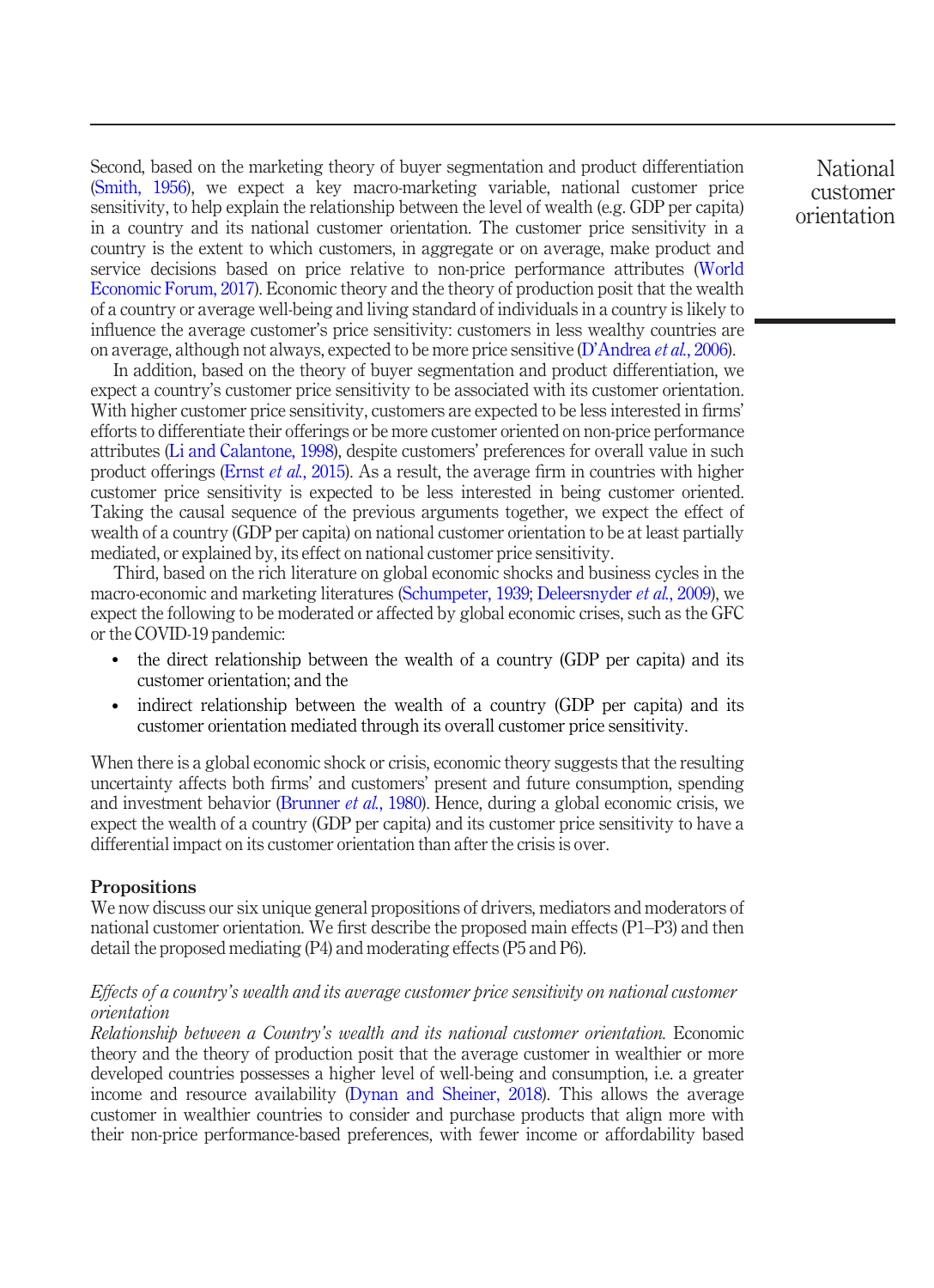Second, based on the marketing theory of buyer segmentation and product differentiation (Smith, 1956), we expect a key macro-marketing variable, national customer price sensitivity, to help explain the relationship between the level of wealth (e.g. GDP per capita) in a country and its national customer orientation. The customer price sensitivity in a country is the extent to which customers, in aggregate or on average, make product and service decisions based on price relative to non-price performance attributes (World Economic Forum, 2017). Economic theory and the theory of production posit that the wealth of a country or average well-being and living standard of individuals in a country is likely to influence the average customer's price sensitivity: customers in less wealthy countries are on average, although not always, expected to be more price sensitive (D'Andrea *et al.*, 2006).

In addition, based on the theory of buyer segmentation and product differentiation, we expect a country's customer price sensitivity to be associated with its customer orientation. With higher customer price sensitivity, customers are expected to be less interested in firms' efforts to differentiate their offerings or be more customer oriented on non-price performance attributes (Li and Calantone, 1998), despite customers' preferences for overall value in such product offerings (Ernst *et al.*, 2015). As a result, the average firm in countries with higher customer price sensitivity is expected to be less interested in being customer oriented. Taking the causal sequence of the previous arguments together, we expect the effect of wealth of a country (GDP per capita) on national customer orientation to be at least partially mediated, or explained by, its effect on national customer price sensitivity.

Third, based on the rich literature on global economic shocks and business cycles in the macro-economic and marketing literatures (Schumpeter, 1939; Deleersnyder *et al.*, 2009), we expect the following to be moderated or affected by global economic crises, such as the GFC or the COVID-19 pandemic:

- the direct relationship between the wealth of a country (GDP per capita) and its customer orientation; and the
- indirect relationship between the wealth of a country (GDP per capita) and its customer orientation mediated through its overall customer price sensitivity.

When there is a global economic shock or crisis, economic theory suggests that the resulting uncertainty affects both firms' and customers' present and future consumption, spending and investment behavior (Brunner *et al.*, 1980). Hence, during a global economic crisis, we expect the wealth of a country (GDP per capita) and its customer price sensitivity to have a differential impact on its customer orientation than after the crisis is over.

## Propositions

We now discuss our six unique general propositions of drivers, mediators and moderators of national customer orientation. We first describe the proposed main effects (P1–P3) and then detail the proposed mediating (P4) and moderating effects (P5 and P6).

### *Effects of a country's wealth and its average customer price sensitivity on national customer orientation*

*Relationship between a Country's wealth and its national customer orientation.* Economic theory and the theory of production posit that the average customer in wealthier or more developed countries possesses a higher level of well-being and consumption, i.e. a greater income and resource availability (Dynan and Sheiner, 2018). This allows the average customer in wealthier countries to consider and purchase products that align more with their non-price performance-based preferences, with fewer income or affordability based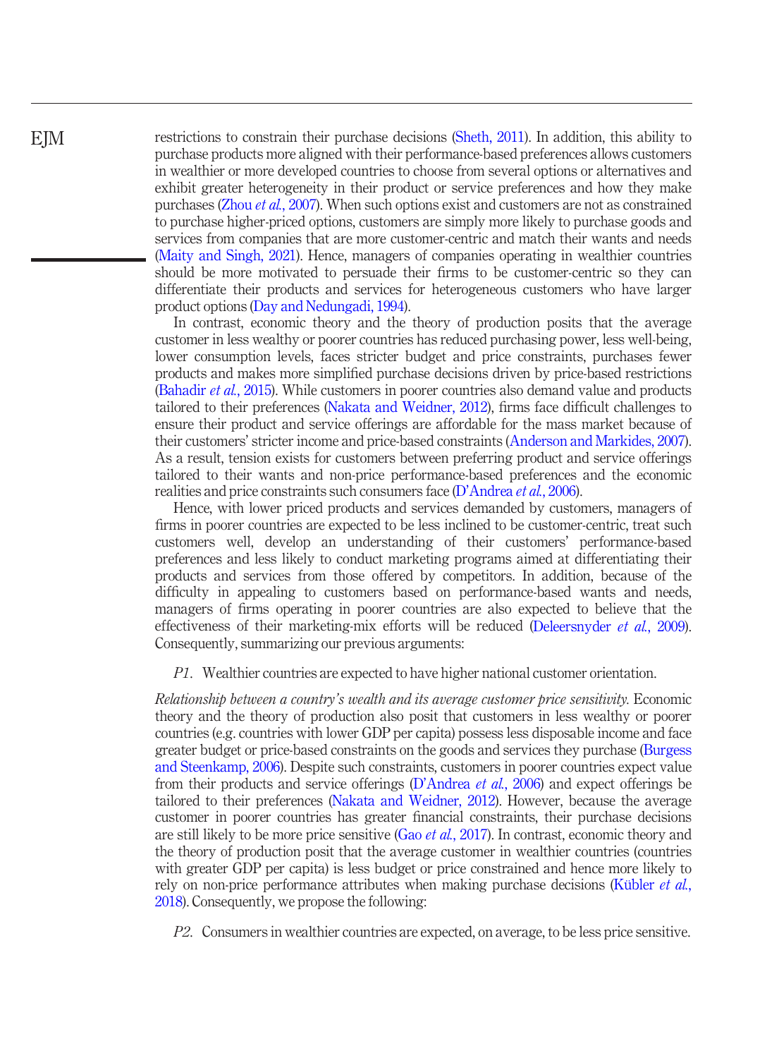restrictions to constrain their purchase decisions (Sheth, 2011). In addition, this ability to purchase products more aligned with their performance-based preferences allows customers in wealthier or more developed countries to choose from several options or alternatives and exhibit greater heterogeneity in their product or service preferences and how they make purchases (Zhou *et al.*, 2007). When such options exist and customers are not as constrained to purchase higher-priced options, customers are simply more likely to purchase goods and services from companies that are more customer-centric and match their wants and needs (Maity and Singh, 2021). Hence, managers of companies operating in wealthier countries should be more motivated to persuade their firms to be customer-centric so they can differentiate their products and services for heterogeneous customers who have larger product options (Day and Nedungadi, 1994).

In contrast, economic theory and the theory of production posits that the average customer in less wealthy or poorer countries has reduced purchasing power, less well-being, lower consumption levels, faces stricter budget and price constraints, purchases fewer products and makes more simplified purchase decisions driven by price-based restrictions (Bahadir *et al.*, 2015). While customers in poorer countries also demand value and products tailored to their preferences (Nakata and Weidner, 2012), firms face difficult challenges to ensure their product and service offerings are affordable for the mass market because of their customers' stricter income and price-based constraints (Anderson and Markides, 2007). As a result, tension exists for customers between preferring product and service offerings tailored to their wants and non-price performance-based preferences and the economic realities and price constraints such consumers face (D'Andrea *et al.*, 2006).

Hence, with lower priced products and services demanded by customers, managers of firms in poorer countries are expected to be less inclined to be customer-centric, treat such customers well, develop an understanding of their customers' performance-based preferences and less likely to conduct marketing programs aimed at differentiating their products and services from those offered by competitors. In addition, because of the difficulty in appealing to customers based on performance-based wants and needs, managers of firms operating in poorer countries are also expected to believe that the effectiveness of their marketing-mix efforts will be reduced (Deleersnyder *et al.*, 2009). Consequently, summarizing our previous arguments:

*P1*. Wealthier countries are expected to have higher national customer orientation.

*Relationship between a country's wealth and its average customer price sensitivity.* Economic theory and the theory of production also posit that customers in less wealthy or poorer countries (e.g. countries with lower GDP per capita) possess less disposable income and face greater budget or price-based constraints on the goods and services they purchase (Burgess and Steenkamp, 2006). Despite such constraints, customers in poorer countries expect value from their products and service offerings (D'Andrea *et al.*, 2006) and expect offerings be tailored to their preferences (Nakata and Weidner, 2012). However, because the average customer in poorer countries has greater financial constraints, their purchase decisions are still likely to be more price sensitive (Gao *et al.*, 2017). In contrast, economic theory and the theory of production posit that the average customer in wealthier countries (countries with greater GDP per capita) is less budget or price constrained and hence more likely to rely on non-price performance attributes when making purchase decisions (Kübler *et al.*, 2018). Consequently, we propose the following:

*P2*. Consumers in wealthier countries are expected, on average, to be less price sensitive.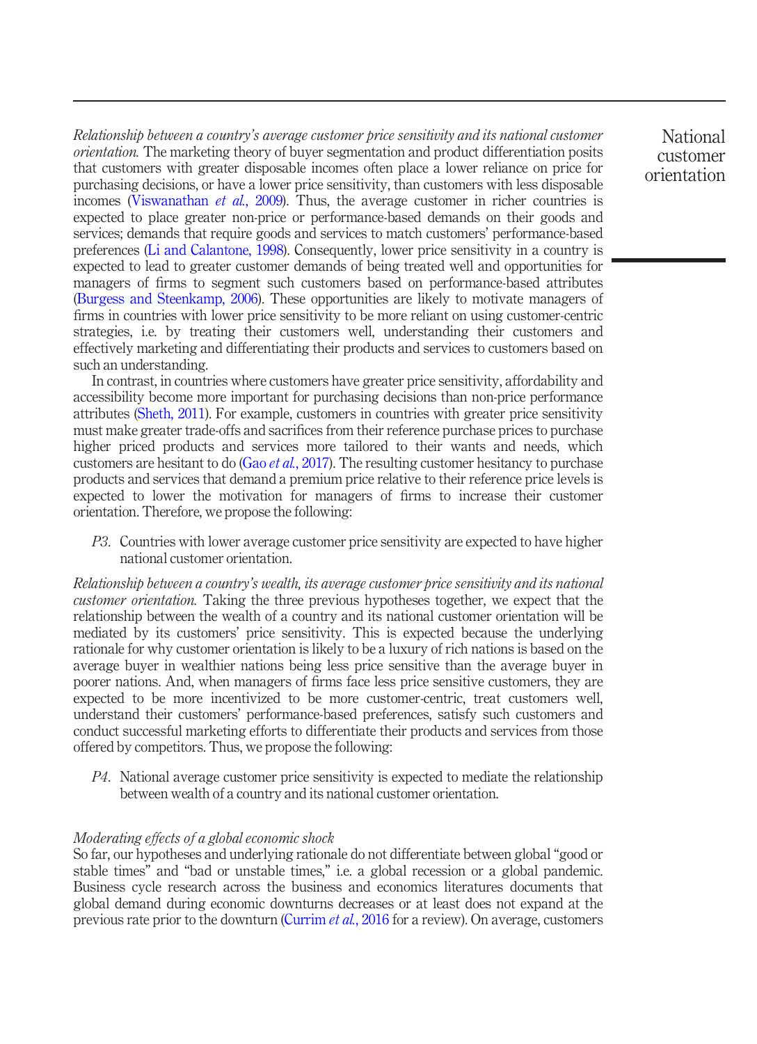*Relationship between a country's average customer price sensitivity and its national customer orientation.* The marketing theory of buyer segmentation and product differentiation posits that customers with greater disposable incomes often place a lower reliance on price for purchasing decisions, or have a lower price sensitivity, than customers with less disposable incomes (Viswanathan *et al.*, 2009). Thus, the average customer in richer countries is expected to place greater non-price or performance-based demands on their goods and services; demands that require goods and services to match customers' performance-based preferences (Li and Calantone, 1998). Consequently, lower price sensitivity in a country is expected to lead to greater customer demands of being treated well and opportunities for managers of firms to segment such customers based on performance-based attributes (Burgess and Steenkamp, 2006). These opportunities are likely to motivate managers of firms in countries with lower price sensitivity to be more reliant on using customer-centric strategies, i.e. by treating their customers well, understanding their customers and effectively marketing and differentiating their products and services to customers based on such an understanding.

In contrast, in countries where customers have greater price sensitivity, affordability and accessibility become more important for purchasing decisions than non-price performance attributes (Sheth, 2011). For example, customers in countries with greater price sensitivity must make greater trade-offs and sacrifices from their reference purchase prices to purchase higher priced products and services more tailored to their wants and needs, which customers are hesitant to do (Gao *et al.*, 2017). The resulting customer hesitancy to purchase products and services that demand a premium price relative to their reference price levels is expected to lower the motivation for managers of firms to increase their customer orientation. Therefore, we propose the following:

*P3*. Countries with lower average customer price sensitivity are expected to have higher national customer orientation.

*Relationship between a country's wealth, its average customer price sensitivity and its national customer orientation.* Taking the three previous hypotheses together, we expect that the relationship between the wealth of a country and its national customer orientation will be mediated by its customers' price sensitivity. This is expected because the underlying rationale for why customer orientation is likely to be a luxury of rich nations is based on the average buyer in wealthier nations being less price sensitive than the average buyer in poorer nations. And, when managers of firms face less price sensitive customers, they are expected to be more incentivized to be more customer-centric, treat customers well, understand their customers' performance-based preferences, satisfy such customers and conduct successful marketing efforts to differentiate their products and services from those offered by competitors. Thus, we propose the following:

*P4*. National average customer price sensitivity is expected to mediate the relationship between wealth of a country and its national customer orientation.

### *Moderating effects of a global economic shock*

So far, our hypotheses and underlying rationale do not differentiate between global "good or stable times" and "bad or unstable times," i.e. a global recession or a global pandemic. Business cycle research across the business and economics literatures documents that global demand during economic downturns decreases or at least does not expand at the previous rate prior to the downturn (Currim *et al.*, 2016 for a review). On average, customers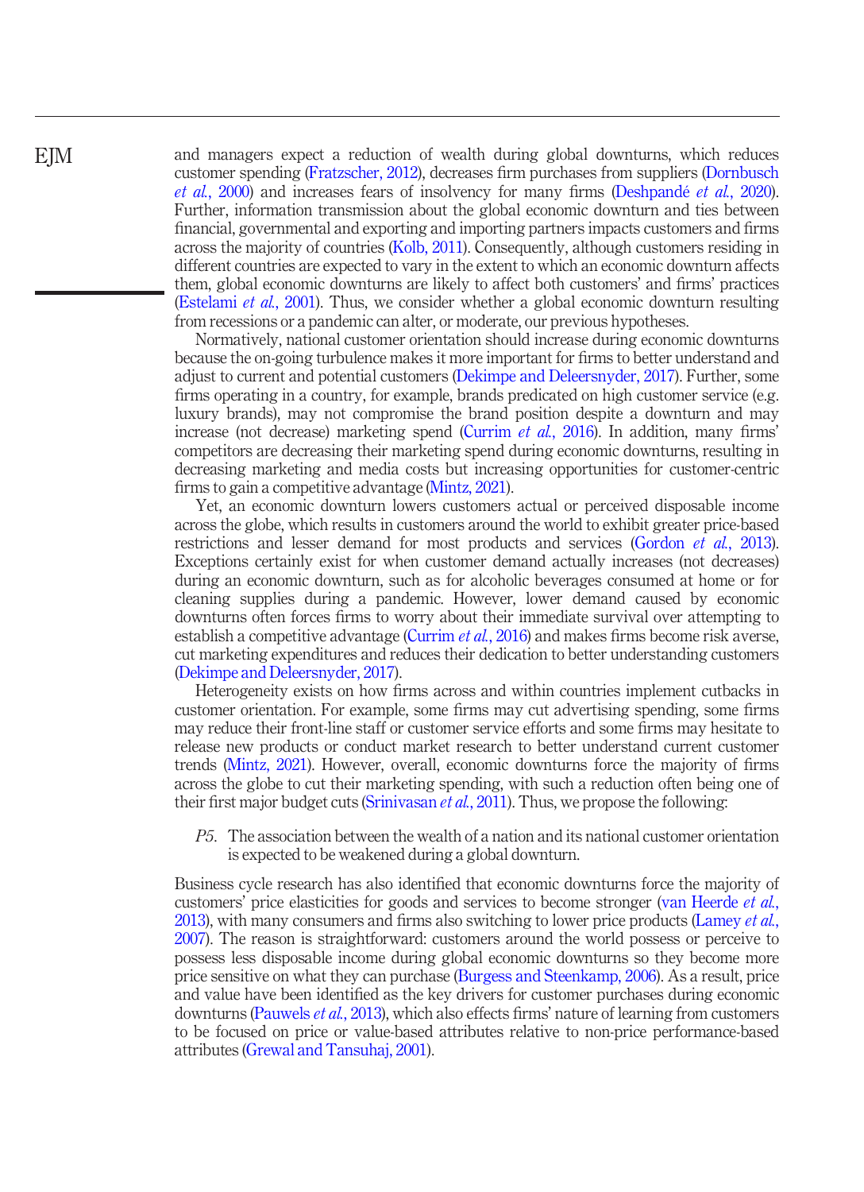and managers expect a reduction of wealth during global downturns, which reduces customer spending (Fratzscher, 2012), decreases firm purchases from suppliers (Dornbusch *et al.*, 2000) and increases fears of insolvency for many firms (Deshpandé *et al.*, 2020). Further, information transmission about the global economic downturn and ties between financial, governmental and exporting and importing partners impacts customers and firms across the majority of countries (Kolb, 2011). Consequently, although customers residing in different countries are expected to vary in the extent to which an economic downturn affects them, global economic downturns are likely to affect both customers' and firms' practices (Estelami *et al.*, 2001). Thus, we consider whether a global economic downturn resulting from recessions or a pandemic can alter, or moderate, our previous hypotheses.

Normatively, national customer orientation should increase during economic downturns because the on-going turbulence makes it more important for firms to better understand and adjust to current and potential customers (Dekimpe and Deleersnyder, 2017). Further, some firms operating in a country, for example, brands predicated on high customer service (e.g. luxury brands), may not compromise the brand position despite a downturn and may increase (not decrease) marketing spend (Currim *et al.*, 2016). In addition, many firms' competitors are decreasing their marketing spend during economic downturns, resulting in decreasing marketing and media costs but increasing opportunities for customer-centric firms to gain a competitive advantage (Mintz, 2021).

Yet, an economic downturn lowers customers actual or perceived disposable income across the globe, which results in customers around the world to exhibit greater price-based restrictions and lesser demand for most products and services (Gordon *et al.*, 2013). Exceptions certainly exist for when customer demand actually increases (not decreases) during an economic downturn, such as for alcoholic beverages consumed at home or for cleaning supplies during a pandemic. However, lower demand caused by economic downturns often forces firms to worry about their immediate survival over attempting to establish a competitive advantage (Currim *et al.*, 2016) and makes firms become risk averse, cut marketing expenditures and reduces their dedication to better understanding customers (Dekimpe and Deleersnyder, 2017).

Heterogeneity exists on how firms across and within countries implement cutbacks in customer orientation. For example, some firms may cut advertising spending, some firms may reduce their front-line staff or customer service efforts and some firms may hesitate to release new products or conduct market research to better understand current customer trends (Mintz, 2021). However, overall, economic downturns force the majority of firms across the globe to cut their marketing spending, with such a reduction often being one of their first major budget cuts (Srinivasan *et al.*, 2011). Thus, we propose the following:

*P5.* The association between the wealth of a nation and its national customer orientation is expected to be weakened during a global downturn.

Business cycle research has also identified that economic downturns force the majority of customers' price elasticities for goods and services to become stronger (van Heerde *et al.*, 2013), with many consumers and firms also switching to lower price products (Lamey *et al.*, 2007). The reason is straightforward: customers around the world possess or perceive to possess less disposable income during global economic downturns so they become more price sensitive on what they can purchase (Burgess and Steenkamp, 2006). As a result, price and value have been identified as the key drivers for customer purchases during economic downturns (Pauwels *et al.*, 2013), which also effects firms' nature of learning from customers to be focused on price or value-based attributes relative to non-price performance-based attributes (Grewal and Tansuhaj, 2001).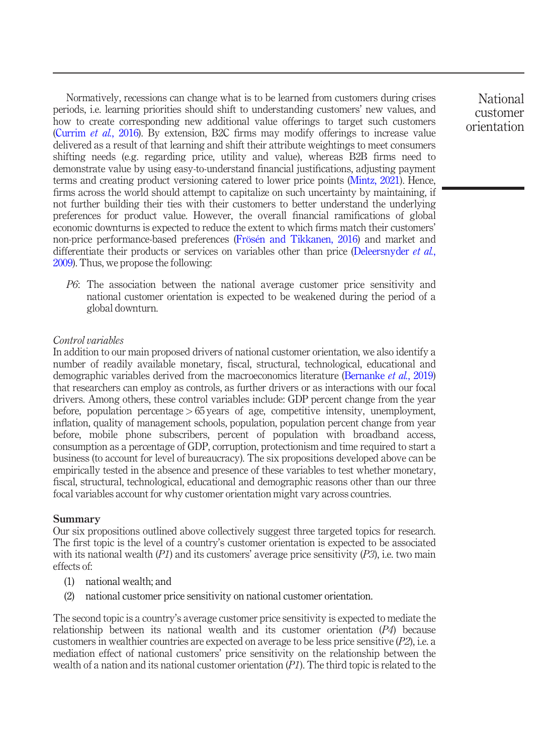Normatively, recessions can change what is to be learned from customers during crises periods, i.e. learning priorities should shift to understanding customers' new values, and how to create corresponding new additional value offerings to target such customers (Currim *et al.*, 2016). By extension, B2C firms may modify offerings to increase value delivered as a result of that learning and shift their attribute weightings to meet consumers shifting needs (e.g. regarding price, utility and value), whereas B2B firms need to demonstrate value by using easy-to-understand financial justifications, adjusting payment terms and creating product versioning catered to lower price points (Mintz, 2021). Hence, firms across the world should attempt to capitalize on such uncertainty by maintaining, if not further building their ties with their customers to better understand the underlying preferences for product value. However, the overall financial ramifications of global economic downturns is expected to reduce the extent to which firms match their customers' non-price performance-based preferences (Frösén and Tikkanen, 2016) and market and differentiate their products or services on variables other than price (Deleersnyder *et al.*, 2009). Thus, we propose the following:

*P6*: The association between the national average customer price sensitivity and national customer orientation is expected to be weakened during the period of a global downturn.

*Control variables*

In addition to our main proposed drivers of national customer orientation, we also identify a number of readily available monetary, fiscal, structural, technological, educational and demographic variables derived from the macroeconomics literature (Bernanke *et al.*, 2019) that researchers can employ as controls, as further drivers or as interactions with our focal drivers. Among others, these control variables include: GDP percent change from the year before, population percentage > 65 years of age, competitive intensity, unemployment, inflation, quality of management schools, population, population percent change from year before, mobile phone subscribers, percent of population with broadband access, consumption as a percentage of GDP, corruption, protectionism and time required to start a business (to account for level of bureaucracy). The six propositions developed above can be empirically tested in the absence and presence of these variables to test whether monetary, fiscal, structural, technological, educational and demographic reasons other than our three focal variables account for why customer orientation might vary across countries.

**Summary**

Our six propositions outlined above collectively suggest three targeted topics for research. The first topic is the level of a country's customer orientation is expected to be associated with its national wealth (*P1*) and its customers' average price sensitivity (*P3*), i.e. two main effects of:

1. national wealth; and
2. national customer price sensitivity on national customer orientation.

The second topic is a country's average customer price sensitivity is expected to mediate the relationship between its national wealth and its customer orientation (*P4*) because customers in wealthier countries are expected on average to be less price sensitive (*P2*), i.e. a mediation effect of national customers' price sensitivity on the relationship between the wealth of a nation and its national customer orientation (*P1*). The third topic is related to the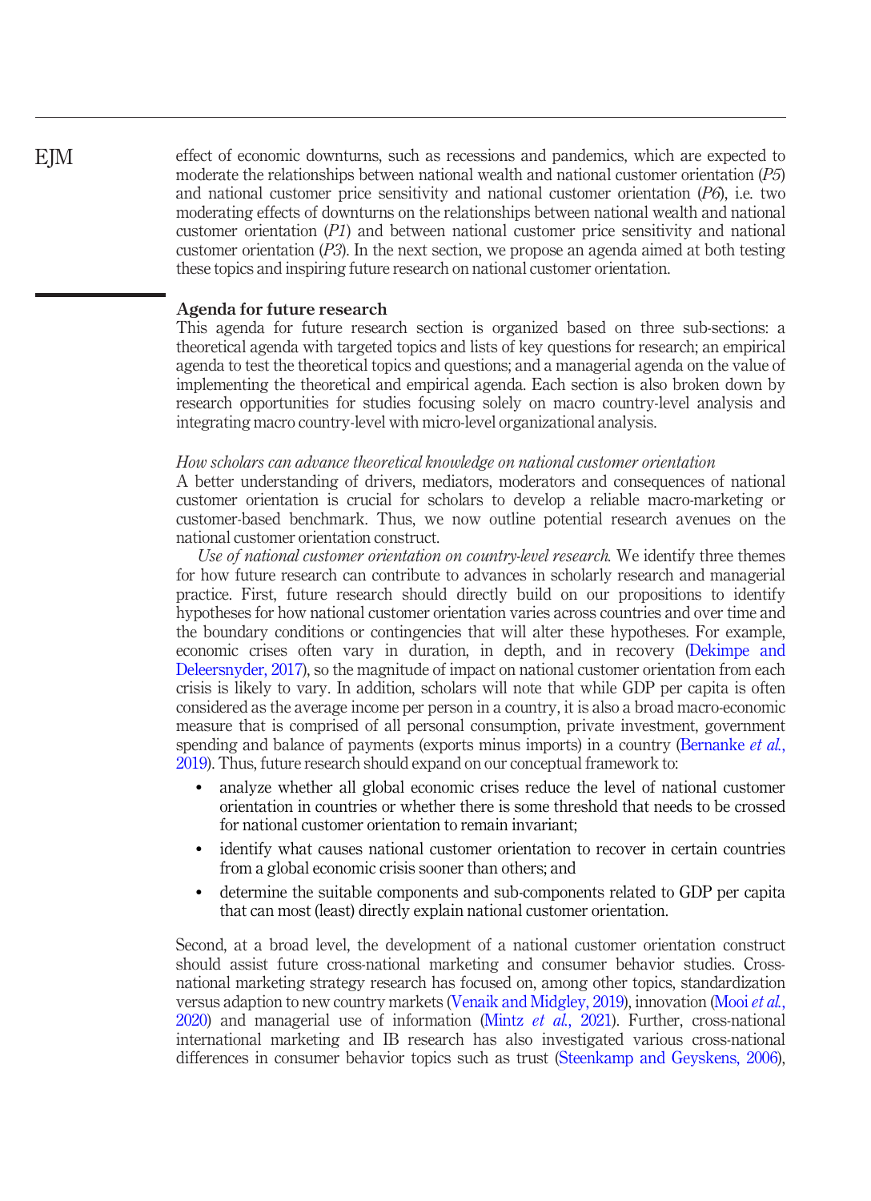effect of economic downturns, such as recessions and pandemics, which are expected to moderate the relationships between national wealth and national customer orientation (*P5*) and national customer price sensitivity and national customer orientation (*P6*), i.e. two moderating effects of downturns on the relationships between national wealth and national customer orientation (*P1*) and between national customer price sensitivity and national customer orientation (*P3*). In the next section, we propose an agenda aimed at both testing these topics and inspiring future research on national customer orientation.

## Agenda for future research

This agenda for future research section is organized based on three sub-sections: a theoretical agenda with targeted topics and lists of key questions for research; an empirical agenda to test the theoretical topics and questions; and a managerial agenda on the value of implementing the theoretical and empirical agenda. Each section is also broken down by research opportunities for studies focusing solely on macro country-level analysis and integrating macro country-level with micro-level organizational analysis.

### *How scholars can advance theoretical knowledge on national customer orientation*

A better understanding of drivers, mediators, moderators and consequences of national customer orientation is crucial for scholars to develop a reliable macro-marketing or customer-based benchmark. Thus, we now outline potential research avenues on the national customer orientation construct.

*Use of national customer orientation on country-level research.* We identify three themes for how future research can contribute to advances in scholarly research and managerial practice. First, future research should directly build on our propositions to identify hypotheses for how national customer orientation varies across countries and over time and the boundary conditions or contingencies that will alter these hypotheses. For example, economic crises often vary in duration, in depth, and in recovery (Dekimpe and Deleersnyder, 2017), so the magnitude of impact on national customer orientation from each crisis is likely to vary. In addition, scholars will note that while GDP per capita is often considered as the average income per person in a country, it is also a broad macro-economic measure that is comprised of all personal consumption, private investment, government spending and balance of payments (exports minus imports) in a country (Bernanke *et al.*, 2019). Thus, future research should expand on our conceptual framework to:

- analyze whether all global economic crises reduce the level of national customer orientation in countries or whether there is some threshold that needs to be crossed for national customer orientation to remain invariant;
- identify what causes national customer orientation to recover in certain countries from a global economic crisis sooner than others; and
- determine the suitable components and sub-components related to GDP per capita that can most (least) directly explain national customer orientation.

Second, at a broad level, the development of a national customer orientation construct should assist future cross-national marketing and consumer behavior studies. Cross-national marketing strategy research has focused on, among other topics, standardization versus adaption to new country markets (Venaik and Midgley, 2019), innovation (Mooi *et al.*, 2020) and managerial use of information (Mintz *et al.*, 2021). Further, cross-national international marketing and IB research has also investigated various cross-national differences in consumer behavior topics such as trust (Steenkamp and Geyskens, 2006),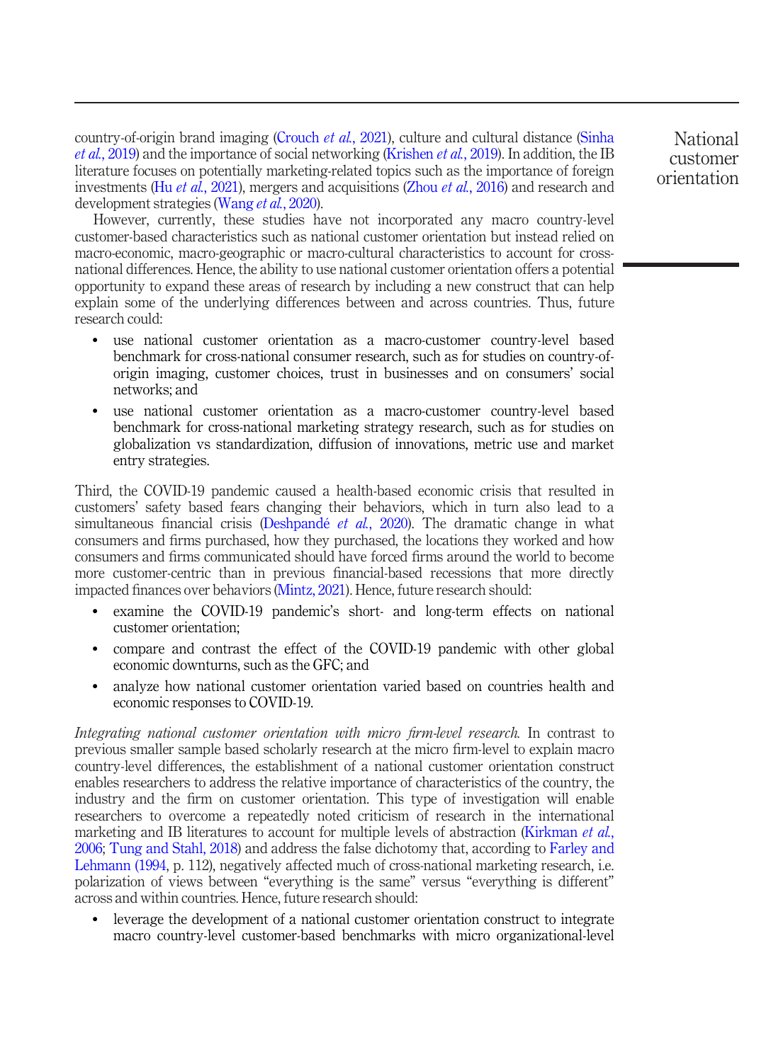country-of-origin brand imaging (Crouch *et al.*, 2021), culture and cultural distance (Sinha *et al.*, 2019) and the importance of social networking (Krishen *et al.*, 2019). In addition, the IB literature focuses on potentially marketing-related topics such as the importance of foreign investments (Hu *et al.*, 2021), mergers and acquisitions (Zhou *et al.*, 2016) and research and development strategies (Wang *et al.*, 2020).

However, currently, these studies have not incorporated any macro country-level customer-based characteristics such as national customer orientation but instead relied on macro-economic, macro-geographic or macro-cultural characteristics to account for cross-national differences. Hence, the ability to use national customer orientation offers a potential opportunity to expand these areas of research by including a new construct that can help explain some of the underlying differences between and across countries. Thus, future research could:

- use national customer orientation as a macro-customer country-level based benchmark for cross-national consumer research, such as for studies on country-of-origin imaging, customer choices, trust in businesses and on consumers' social networks; and
- use national customer orientation as a macro-customer country-level based benchmark for cross-national marketing strategy research, such as for studies on globalization vs standardization, diffusion of innovations, metric use and market entry strategies.

Third, the COVID-19 pandemic caused a health-based economic crisis that resulted in customers' safety based fears changing their behaviors, which in turn also lead to a simultaneous financial crisis (Deshpandé *et al.*, 2020). The dramatic change in what consumers and firms purchased, how they purchased, the locations they worked and how consumers and firms communicated should have forced firms around the world to become more customer-centric than in previous financial-based recessions that more directly impacted finances over behaviors (Mintz, 2021). Hence, future research should:

- examine the COVID-19 pandemic's short- and long-term effects on national customer orientation;
- compare and contrast the effect of the COVID-19 pandemic with other global economic downturns, such as the GFC; and
- analyze how national customer orientation varied based on countries health and economic responses to COVID-19.

*Integrating national customer orientation with micro firm-level research.* In contrast to previous smaller sample based scholarly research at the micro firm-level to explain macro country-level differences, the establishment of a national customer orientation construct enables researchers to address the relative importance of characteristics of the country, the industry and the firm on customer orientation. This type of investigation will enable researchers to overcome a repeatedly noted criticism of research in the international marketing and IB literatures to account for multiple levels of abstraction (Kirkman *et al.*, 2006; Tung and Stahl, 2018) and address the false dichotomy that, according to Farley and Lehmann (1994, p. 112), negatively affected much of cross-national marketing research, i.e. polarization of views between "everything is the same" versus "everything is different" across and within countries. Hence, future research should:

- leverage the development of a national customer orientation construct to integrate macro country-level customer-based benchmarks with micro organizational-level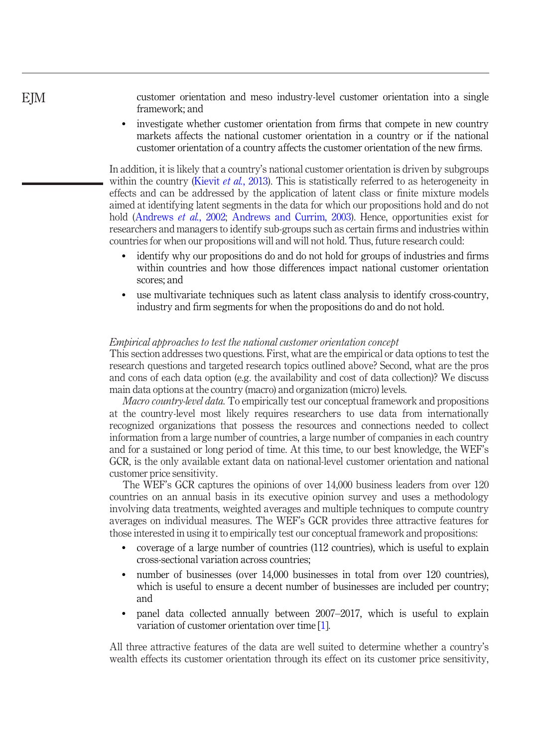customer orientation and meso industry-level customer orientation into a single framework; and

- investigate whether customer orientation from firms that compete in new country markets affects the national customer orientation in a country or if the national customer orientation of a country affects the customer orientation of the new firms.

In addition, it is likely that a country's national customer orientation is driven by subgroups within the country (Kievit *et al.*, 2013). This is statistically referred to as heterogeneity in effects and can be addressed by the application of latent class or finite mixture models aimed at identifying latent segments in the data for which our propositions hold and do not hold (Andrews *et al.*, 2002; Andrews and Currim, 2003). Hence, opportunities exist for researchers and managers to identify sub-groups such as certain firms and industries within countries for when our propositions will and will not hold. Thus, future research could:

- identify why our propositions do and do not hold for groups of industries and firms within countries and how those differences impact national customer orientation scores; and
- use multivariate techniques such as latent class analysis to identify cross-country, industry and firm segments for when the propositions do and do not hold.

*Empirical approaches to test the national customer orientation concept*

This section addresses two questions. First, what are the empirical or data options to test the research questions and targeted research topics outlined above? Second, what are the pros and cons of each data option (e.g. the availability and cost of data collection)? We discuss main data options at the country (macro) and organization (micro) levels.

*Macro country-level data.* To empirically test our conceptual framework and propositions at the country-level most likely requires researchers to use data from internationally recognized organizations that possess the resources and connections needed to collect information from a large number of countries, a large number of companies in each country and for a sustained or long period of time. At this time, to our best knowledge, the WEF's GCR, is the only available extant data on national-level customer orientation and national customer price sensitivity.

The WEF's GCR captures the opinions of over 14,000 business leaders from over 120 countries on an annual basis in its executive opinion survey and uses a methodology involving data treatments, weighted averages and multiple techniques to compute country averages on individual measures. The WEF's GCR provides three attractive features for those interested in using it to empirically test our conceptual framework and propositions:

- coverage of a large number of countries (112 countries), which is useful to explain cross-sectional variation across countries;
- number of businesses (over 14,000 businesses in total from over 120 countries), which is useful to ensure a decent number of businesses are included per country; and
- panel data collected annually between 2007–2017, which is useful to explain variation of customer orientation over time [1].

All three attractive features of the data are well suited to determine whether a country's wealth effects its customer orientation through its effect on its customer price sensitivity,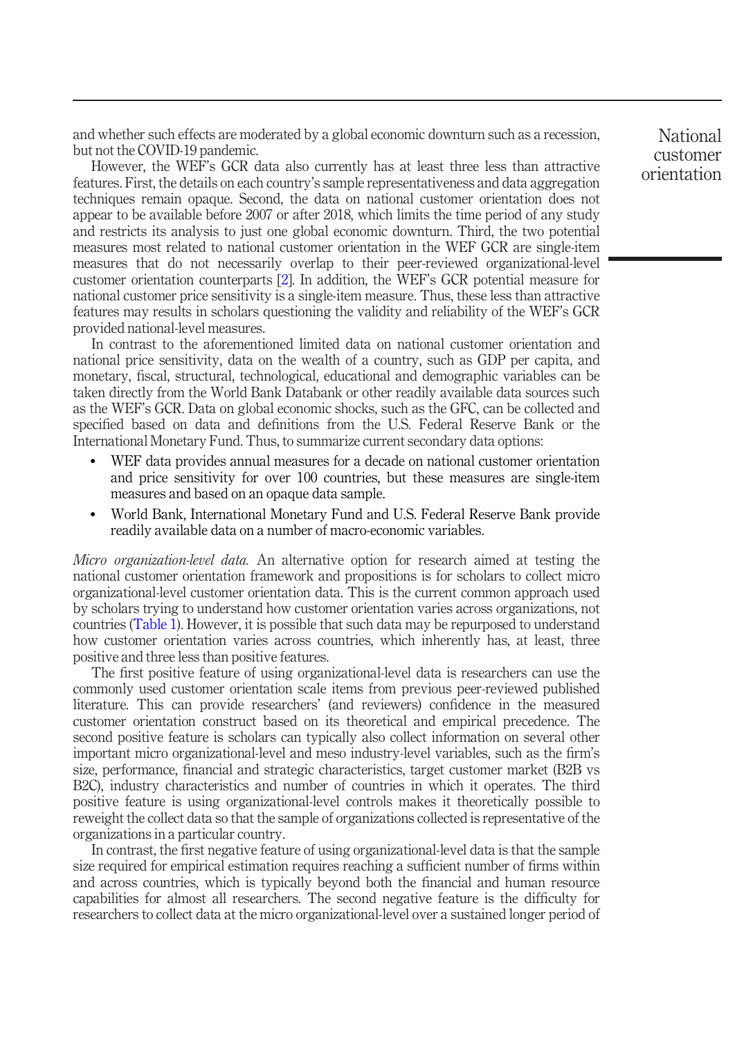and whether such effects are moderated by a global economic downturn such as a recession, but not the COVID-19 pandemic.

However, the WEF's GCR data also currently has at least three less than attractive features. First, the details on each country's sample representativeness and data aggregation techniques remain opaque. Second, the data on national customer orientation does not appear to be available before 2007 or after 2018, which limits the time period of any study and restricts its analysis to just one global economic downturn. Third, the two potential measures most related to national customer orientation in the WEF GCR are single-item measures that do not necessarily overlap to their peer-reviewed organizational-level customer orientation counterparts [2]. In addition, the WEF's GCR potential measure for national customer price sensitivity is a single-item measure. Thus, these less than attractive features may results in scholars questioning the validity and reliability of the WEF's GCR provided national-level measures.

In contrast to the aforementioned limited data on national customer orientation and national price sensitivity, data on the wealth of a country, such as GDP per capita, and monetary, fiscal, structural, technological, educational and demographic variables can be taken directly from the World Bank Databank or other readily available data sources such as the WEF's GCR. Data on global economic shocks, such as the GFC, can be collected and specified based on data and definitions from the U.S. Federal Reserve Bank or the International Monetary Fund. Thus, to summarize current secondary data options:

- WEF data provides annual measures for a decade on national customer orientation and price sensitivity for over 100 countries, but these measures are single-item measures and based on an opaque data sample.
- World Bank, International Monetary Fund and U.S. Federal Reserve Bank provide readily available data on a number of macro-economic variables.

*Micro organization-level data.* An alternative option for research aimed at testing the national customer orientation framework and propositions is for scholars to collect micro organizational-level customer orientation data. This is the current common approach used by scholars trying to understand how customer orientation varies across organizations, not countries (Table 1). However, it is possible that such data may be repurposed to understand how customer orientation varies across countries, which inherently has, at least, three positive and three less than positive features.

The first positive feature of using organizational-level data is researchers can use the commonly used customer orientation scale items from previous peer-reviewed published literature. This can provide researchers' (and reviewers) confidence in the measured customer orientation construct based on its theoretical and empirical precedence. The second positive feature is scholars can typically also collect information on several other important micro organizational-level and meso industry-level variables, such as the firm's size, performance, financial and strategic characteristics, target customer market (B2B vs B2C), industry characteristics and number of countries in which it operates. The third positive feature is using organizational-level controls makes it theoretically possible to reweight the collect data so that the sample of organizations collected is representative of the organizations in a particular country.

In contrast, the first negative feature of using organizational-level data is that the sample size required for empirical estimation requires reaching a sufficient number of firms within and across countries, which is typically beyond both the financial and human resource capabilities for almost all researchers. The second negative feature is the difficulty for researchers to collect data at the micro organizational-level over a sustained longer period of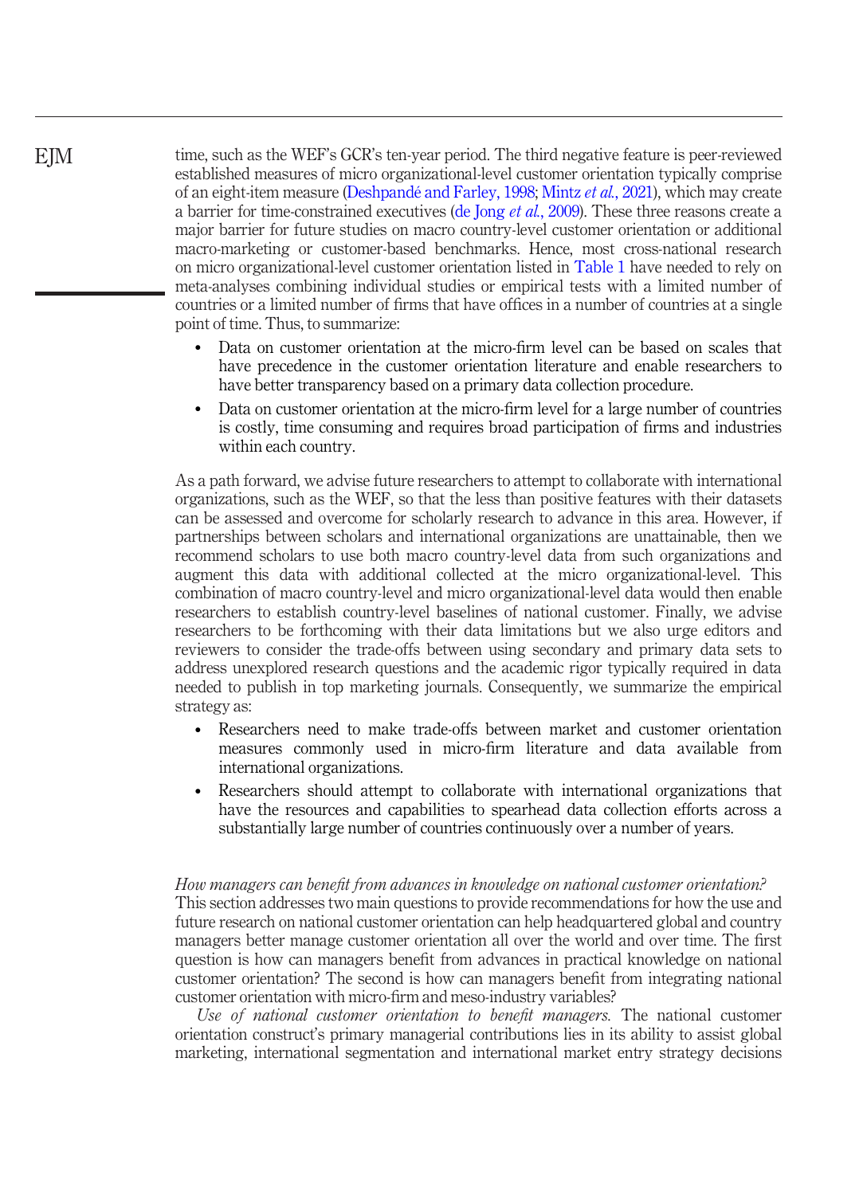time, such as the WEF's GCR's ten-year period. The third negative feature is peer-reviewed established measures of micro organizational-level customer orientation typically comprise of an eight-item measure (Deshpandé and Farley, 1998; Mintz *et al.*, 2021), which may create a barrier for time-constrained executives (de Jong *et al.*, 2009). These three reasons create a major barrier for future studies on macro country-level customer orientation or additional macro-marketing or customer-based benchmarks. Hence, most cross-national research on micro organizational-level customer orientation listed in Table 1 have needed to rely on meta-analyses combining individual studies or empirical tests with a limited number of countries or a limited number of firms that have offices in a number of countries at a single point of time. Thus, to summarize:

- Data on customer orientation at the micro-firm level can be based on scales that have precedence in the customer orientation literature and enable researchers to have better transparency based on a primary data collection procedure.
- Data on customer orientation at the micro-firm level for a large number of countries is costly, time consuming and requires broad participation of firms and industries within each country.

As a path forward, we advise future researchers to attempt to collaborate with international organizations, such as the WEF, so that the less than positive features with their datasets can be assessed and overcome for scholarly research to advance in this area. However, if partnerships between scholars and international organizations are unattainable, then we recommend scholars to use both macro country-level data from such organizations and augment this data with additional collected at the micro organizational-level. This combination of macro country-level and micro organizational-level data would then enable researchers to establish country-level baselines of national customer. Finally, we advise researchers to be forthcoming with their data limitations but we also urge editors and reviewers to consider the trade-offs between using secondary and primary data sets to address unexplored research questions and the academic rigor typically required in data needed to publish in top marketing journals. Consequently, we summarize the empirical strategy as:

- Researchers need to make trade-offs between market and customer orientation measures commonly used in micro-firm literature and data available from international organizations.
- Researchers should attempt to collaborate with international organizations that have the resources and capabilities to spearhead data collection efforts across a substantially large number of countries continuously over a number of years.

*How managers can benefit from advances in knowledge on national customer orientation?*

This section addresses two main questions to provide recommendations for how the use and future research on national customer orientation can help headquartered global and country managers better manage customer orientation all over the world and over time. The first question is how can managers benefit from advances in practical knowledge on national customer orientation? The second is how can managers benefit from integrating national customer orientation with micro-firm and meso-industry variables?

*Use of national customer orientation to benefit managers.* The national customer orientation construct's primary managerial contributions lies in its ability to assist global marketing, international segmentation and international market entry strategy decisions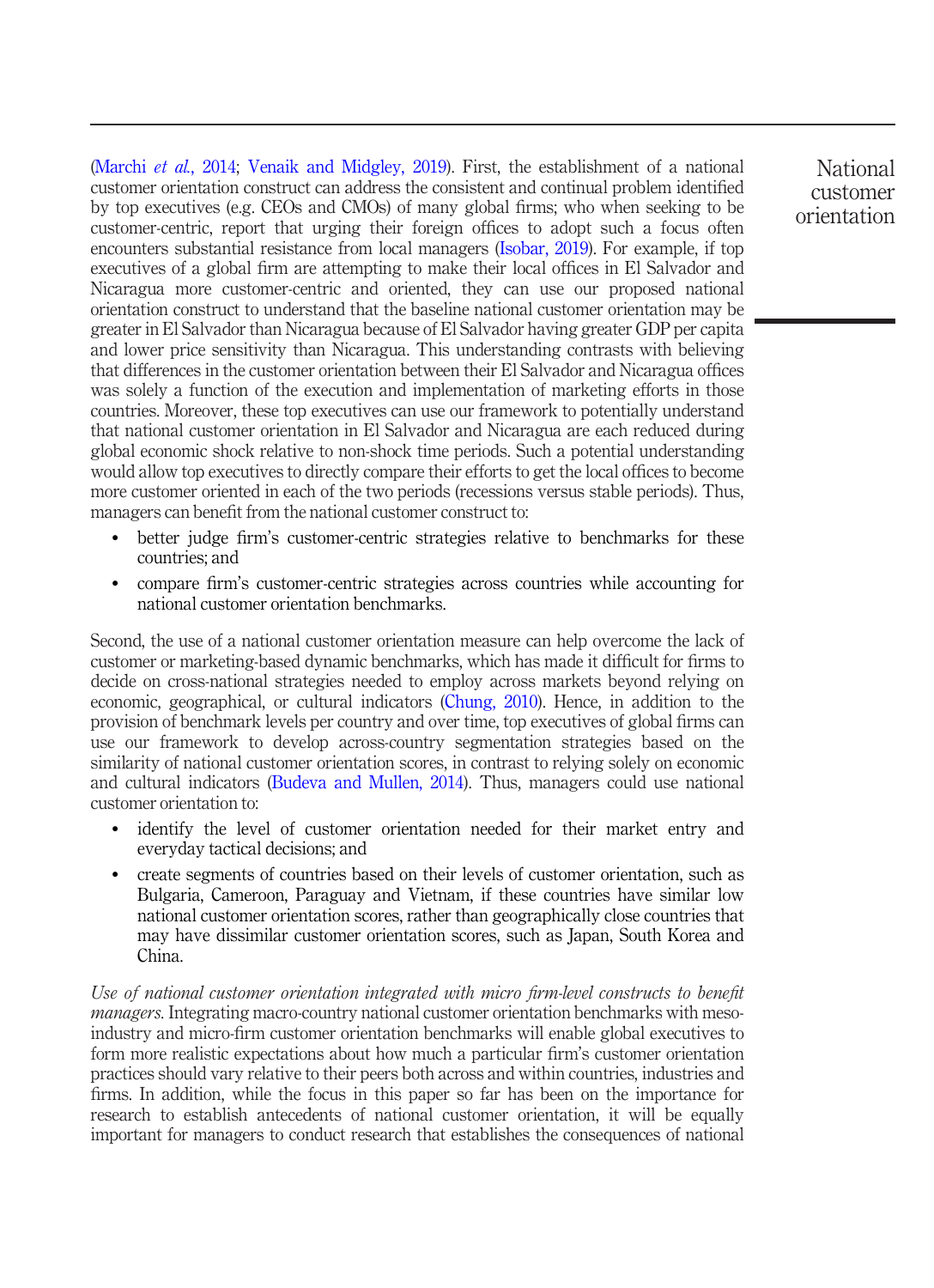(Marchi *et al.*, 2014; Venaik and Midgley, 2019). First, the establishment of a national customer orientation construct can address the consistent and continual problem identified by top executives (e.g. CEOs and CMOs) of many global firms; who when seeking to be customer-centric, report that urging their foreign offices to adopt such a focus often encounters substantial resistance from local managers (Isobar, 2019). For example, if top executives of a global firm are attempting to make their local offices in El Salvador and Nicaragua more customer-centric and oriented, they can use our proposed national orientation construct to understand that the baseline national customer orientation may be greater in El Salvador than Nicaragua because of El Salvador having greater GDP per capita and lower price sensitivity than Nicaragua. This understanding contrasts with believing that differences in the customer orientation between their El Salvador and Nicaragua offices was solely a function of the execution and implementation of marketing efforts in those countries. Moreover, these top executives can use our framework to potentially understand that national customer orientation in El Salvador and Nicaragua are each reduced during global economic shock relative to non-shock time periods. Such a potential understanding would allow top executives to directly compare their efforts to get the local offices to become more customer oriented in each of the two periods (recessions versus stable periods). Thus, managers can benefit from the national customer construct to:

- better judge firm's customer-centric strategies relative to benchmarks for these countries; and
- compare firm's customer-centric strategies across countries while accounting for national customer orientation benchmarks.

Second, the use of a national customer orientation measure can help overcome the lack of customer or marketing-based dynamic benchmarks, which has made it difficult for firms to decide on cross-national strategies needed to employ across markets beyond relying on economic, geographical, or cultural indicators (Chung, 2010). Hence, in addition to the provision of benchmark levels per country and over time, top executives of global firms can use our framework to develop across-country segmentation strategies based on the similarity of national customer orientation scores, in contrast to relying solely on economic and cultural indicators (Budeva and Mullen, 2014). Thus, managers could use national customer orientation to:

- identify the level of customer orientation needed for their market entry and everyday tactical decisions; and
- create segments of countries based on their levels of customer orientation, such as Bulgaria, Cameroon, Paraguay and Vietnam, if these countries have similar low national customer orientation scores, rather than geographically close countries that may have dissimilar customer orientation scores, such as Japan, South Korea and China.

*Use of national customer orientation integrated with micro firm-level constructs to benefit managers.* Integrating macro-country national customer orientation benchmarks with meso-industry and micro-firm customer orientation benchmarks will enable global executives to form more realistic expectations about how much a particular firm's customer orientation practices should vary relative to their peers both across and within countries, industries and firms. In addition, while the focus in this paper so far has been on the importance for research to establish antecedents of national customer orientation, it will be equally important for managers to conduct research that establishes the consequences of national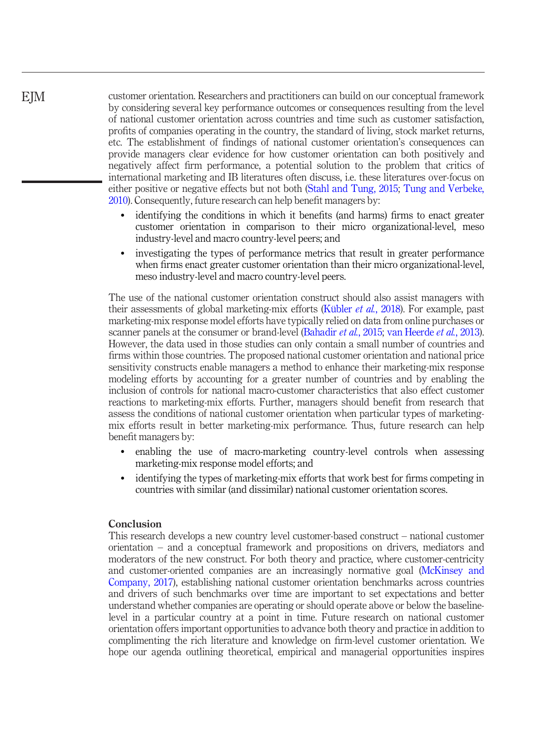customer orientation. Researchers and practitioners can build on our conceptual framework by considering several key performance outcomes or consequences resulting from the level of national customer orientation across countries and time such as customer satisfaction, profits of companies operating in the country, the standard of living, stock market returns, etc. The establishment of findings of national customer orientation's consequences can provide managers clear evidence for how customer orientation can both positively and negatively affect firm performance, a potential solution to the problem that critics of international marketing and IB literatures often discuss, i.e. these literatures over-focus on either positive or negative effects but not both (Stahl and Tung, 2015; Tung and Verbeke, 2010). Consequently, future research can help benefit managers by:

- identifying the conditions in which it benefits (and harms) firms to enact greater customer orientation in comparison to their micro organizational-level, meso industry-level and macro country-level peers; and
- investigating the types of performance metrics that result in greater performance when firms enact greater customer orientation than their micro organizational-level, meso industry-level and macro country-level peers.

The use of the national customer orientation construct should also assist managers with their assessments of global marketing-mix efforts (Kübler *et al.*, 2018). For example, past marketing-mix response model efforts have typically relied on data from online purchases or scanner panels at the consumer or brand-level (Bahadir *et al.*, 2015; van Heerde *et al.*, 2013). However, the data used in those studies can only contain a small number of countries and firms within those countries. The proposed national customer orientation and national price sensitivity constructs enable managers a method to enhance their marketing-mix response modeling efforts by accounting for a greater number of countries and by enabling the inclusion of controls for national macro-customer characteristics that also effect customer reactions to marketing-mix efforts. Further, managers should benefit from research that assess the conditions of national customer orientation when particular types of marketing-mix efforts result in better marketing-mix performance. Thus, future research can help benefit managers by:

- enabling the use of macro-marketing country-level controls when assessing marketing-mix response model efforts; and
- identifying the types of marketing-mix efforts that work best for firms competing in countries with similar (and dissimilar) national customer orientation scores.

## Conclusion

This research develops a new country level customer-based construct – national customer orientation – and a conceptual framework and propositions on drivers, mediators and moderators of the new construct. For both theory and practice, where customer-centricity and customer-oriented companies are an increasingly normative goal (McKinsey and Company, 2017), establishing national customer orientation benchmarks across countries and drivers of such benchmarks over time are important to set expectations and better understand whether companies are operating or should operate above or below the baseline-level in a particular country at a point in time. Future research on national customer orientation offers important opportunities to advance both theory and practice in addition to complimenting the rich literature and knowledge on firm-level customer orientation. We hope our agenda outlining theoretical, empirical and managerial opportunities inspires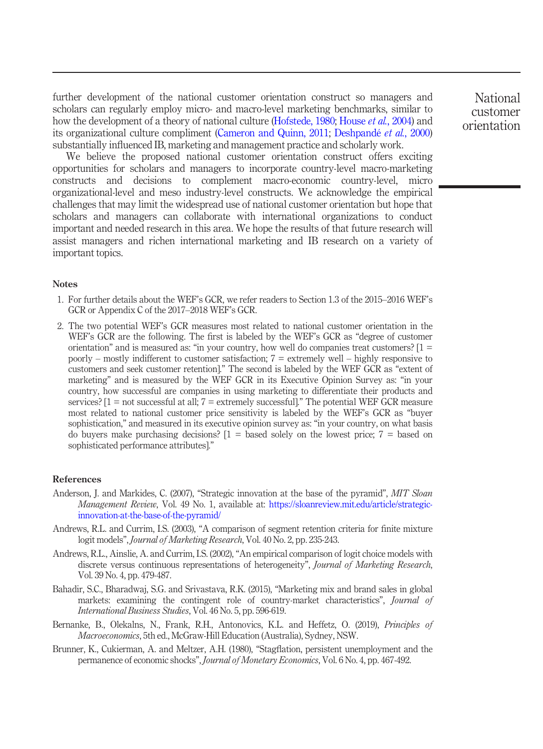further development of the national customer orientation construct so managers and scholars can regularly employ micro- and macro-level marketing benchmarks, similar to how the development of a theory of national culture (Hofstede, 1980; House *et al.*, 2004) and its organizational culture compliment (Cameron and Quinn, 2011; Deshpandé *et al.*, 2000) substantially influenced IB, marketing and management practice and scholarly work.

We believe the proposed national customer orientation construct offers exciting opportunities for scholars and managers to incorporate country-level macro-marketing constructs and decisions to complement macro-economic country-level, micro organizational-level and meso industry-level constructs. We acknowledge the empirical challenges that may limit the widespread use of national customer orientation but hope that scholars and managers can collaborate with international organizations to conduct important and needed research in this area. We hope the results of that future research will assist managers and richen international marketing and IB research on a variety of important topics.

## Notes

1. For further details about the WEF's GCR, we refer readers to Section 1.3 of the 2015–2016 WEF's GCR or Appendix C of the 2017–2018 WEF's GCR.
2. The two potential WEF's GCR measures most related to national customer orientation in the WEF's GCR are the following. The first is labeled by the WEF's GCR as "degree of customer orientation" and is measured as: "in your country, how well do companies treat customers? [1 = poorly – mostly indifferent to customer satisfaction; 7 = extremely well – highly responsive to customers and seek customer retention]." The second is labeled by the WEF GCR as "extent of marketing" and is measured by the WEF GCR in its Executive Opinion Survey as: "in your country, how successful are companies in using marketing to differentiate their products and services? [1 = not successful at all; 7 = extremely successful]." The potential WEF GCR measure most related to national customer price sensitivity is labeled by the WEF's GCR as "buyer sophistication," and measured in its executive opinion survey as: "in your country, on what basis do buyers make purchasing decisions? [1 = based solely on the lowest price; 7 = based on sophisticated performance attributes]."

## References

Anderson, J. and Markides, C. (2007), "Strategic innovation at the base of the pyramid", *MIT Sloan Management Review*, Vol. 49 No. 1, available at: https://sloanreview.mit.edu/article/strategic-innovation-at-the-base-of-the-pyramid/

Andrews, R.L. and Currim, I.S. (2003), "A comparison of segment retention criteria for finite mixture logit models", *Journal of Marketing Research*, Vol. 40 No. 2, pp. 235-243.

Andrews, R.L., Ainslie, A. and Currim, I.S. (2002), "An empirical comparison of logit choice models with discrete versus continuous representations of heterogeneity", *Journal of Marketing Research*, Vol. 39 No. 4, pp. 479-487.

Bahadir, S.C., Bharadwaj, S.G. and Srivastava, R.K. (2015), "Marketing mix and brand sales in global markets: examining the contingent role of country-market characteristics", *Journal of International Business Studies*, Vol. 46 No. 5, pp. 596-619.

Bernanke, B., Olekalns, N., Frank, R.H., Antonovics, K.L. and Heffetz, O. (2019), *Principles of Macroeconomics*, 5th ed., McGraw-Hill Education (Australia), Sydney, NSW.

Brunner, K., Cukierman, A. and Meltzer, A.H. (1980), "Stagflation, persistent unemployment and the permanence of economic shocks", *Journal of Monetary Economics*, Vol. 6 No. 4, pp. 467-492.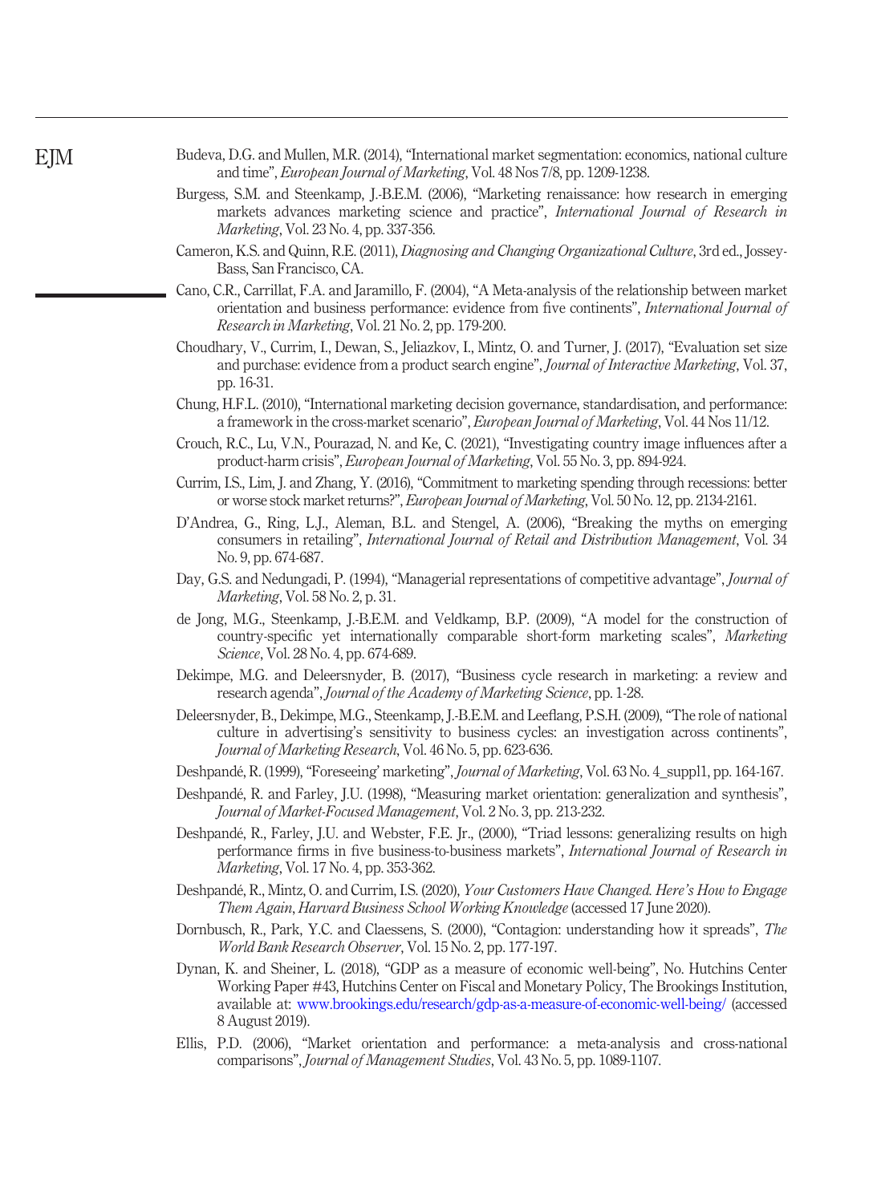Budeva, D.G. and Mullen, M.R. (2014), "International market segmentation: economics, national culture and time", *European Journal of Marketing*, Vol. 48 Nos 7/8, pp. 1209-1238.

Burgess, S.M. and Steenkamp, J.-B.E.M. (2006), "Marketing renaissance: how research in emerging markets advances marketing science and practice", *International Journal of Research in Marketing*, Vol. 23 No. 4, pp. 337-356.

Cameron, K.S. and Quinn, R.E. (2011), *Diagnosing and Changing Organizational Culture*, 3rd ed., Jossey-Bass, San Francisco, CA.

Cano, C.R., Carrillat, F.A. and Jaramillo, F. (2004), "A Meta-analysis of the relationship between market orientation and business performance: evidence from five continents", *International Journal of Research in Marketing*, Vol. 21 No. 2, pp. 179-200.

Choudhary, V., Currim, I., Dewan, S., Jeliazkov, I., Mintz, O. and Turner, J. (2017), "Evaluation set size and purchase: evidence from a product search engine", *Journal of Interactive Marketing*, Vol. 37, pp. 16-31.

Chung, H.F.L. (2010), "International marketing decision governance, standardisation, and performance: a framework in the cross-market scenario", *European Journal of Marketing*, Vol. 44 Nos 11/12.

Crouch, R.C., Lu, V.N., Pourazad, N. and Ke, C. (2021), "Investigating country image influences after a product-harm crisis", *European Journal of Marketing*, Vol. 55 No. 3, pp. 894-924.

Currim, I.S., Lim, J. and Zhang, Y. (2016), "Commitment to marketing spending through recessions: better or worse stock market returns?", *European Journal of Marketing*, Vol. 50 No. 12, pp. 2134-2161.

D'Andrea, G., Ring, L.J., Aleman, B.L. and Stengel, A. (2006), "Breaking the myths on emerging consumers in retailing", *International Journal of Retail and Distribution Management*, Vol. 34 No. 9, pp. 674-687.

Day, G.S. and Nedungadi, P. (1994), "Managerial representations of competitive advantage", *Journal of Marketing*, Vol. 58 No. 2, p. 31.

de Jong, M.G., Steenkamp, J.-B.E.M. and Veldkamp, B.P. (2009), "A model for the construction of country-specific yet internationally comparable short-form marketing scales", *Marketing Science*, Vol. 28 No. 4, pp. 674-689.

Dekimpe, M.G. and Deleersnyder, B. (2017), "Business cycle research in marketing: a review and research agenda", *Journal of the Academy of Marketing Science*, pp. 1-28.

Deleersnyder, B., Dekimpe, M.G., Steenkamp, J.-B.E.M. and Leeflang, P.S.H. (2009), "The role of national culture in advertising's sensitivity to business cycles: an investigation across continents", *Journal of Marketing Research*, Vol. 46 No. 5, pp. 623-636.

Deshpandé, R. (1999), "Foreseeing' marketing", *Journal of Marketing*, Vol. 63 No. 4_suppl1, pp. 164-167.

Deshpandé, R. and Farley, J.U. (1998), "Measuring market orientation: generalization and synthesis", *Journal of Market-Focused Management*, Vol. 2 No. 3, pp. 213-232.

Deshpandé, R., Farley, J.U. and Webster, F.E. Jr., (2000), "Triad lessons: generalizing results on high performance firms in five business-to-business markets", *International Journal of Research in Marketing*, Vol. 17 No. 4, pp. 353-362.

Deshpandé, R., Mintz, O. and Currim, I.S. (2020), *Your Customers Have Changed. Here's How to Engage Them Again*, *Harvard Business School Working Knowledge* (accessed 17 June 2020).

Dornbusch, R., Park, Y.C. and Claessens, S. (2000), "Contagion: understanding how it spreads", *The World Bank Research Observer*, Vol. 15 No. 2, pp. 177-197.

Dynan, K. and Sheiner, L. (2018), "GDP as a measure of economic well-being", No. Hutchins Center Working Paper #43, Hutchins Center on Fiscal and Monetary Policy, The Brookings Institution, available at: www.brookings.edu/research/gdp-as-a-measure-of-economic-well-being/ (accessed 8 August 2019).

Ellis, P.D. (2006), "Market orientation and performance: a meta-analysis and cross-national comparisons", *Journal of Management Studies*, Vol. 43 No. 5, pp. 1089-1107.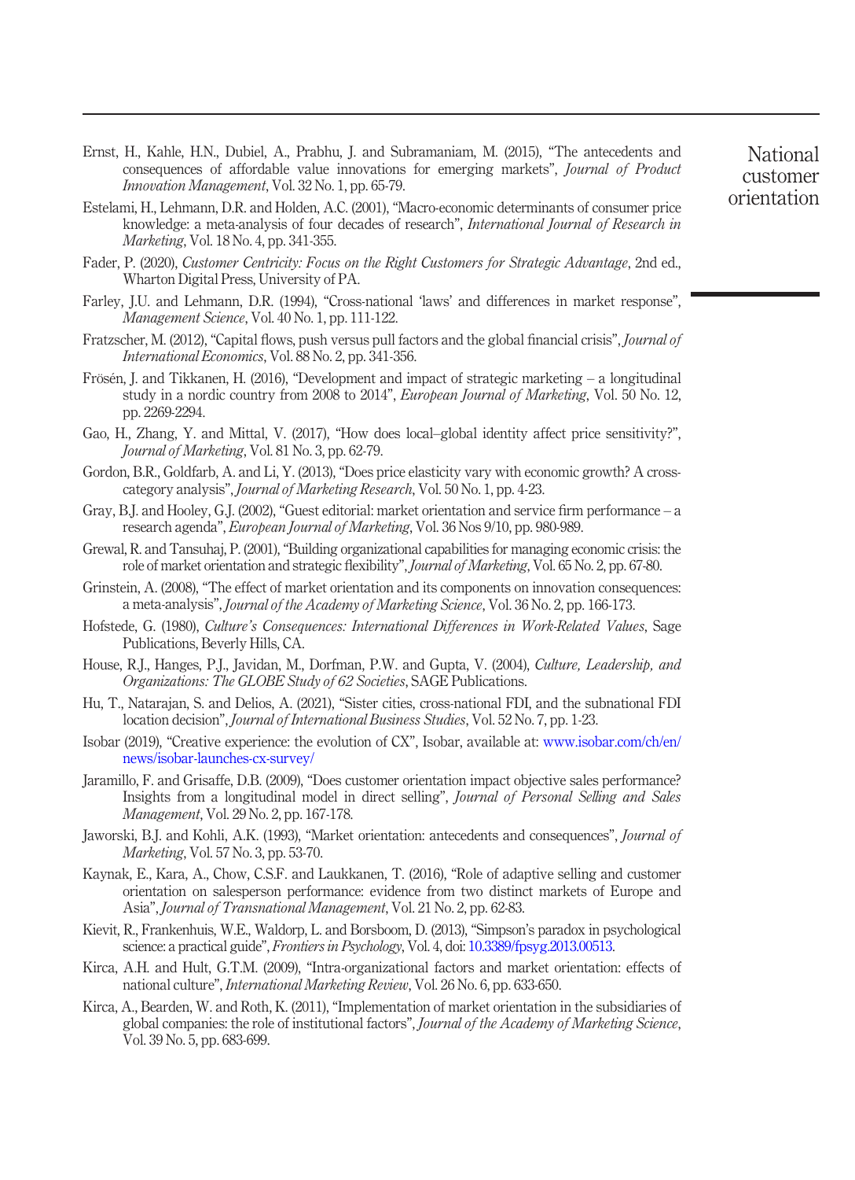Ernst, H., Kahle, H.N., Dubiel, A., Prabhu, J. and Subramaniam, M. (2015), "The antecedents and consequences of affordable value innovations for emerging markets", *Journal of Product Innovation Management*, Vol. 32 No. 1, pp. 65-79.

Estelami, H., Lehmann, D.R. and Holden, A.C. (2001), "Macro-economic determinants of consumer price knowledge: a meta-analysis of four decades of research", *International Journal of Research in Marketing*, Vol. 18 No. 4, pp. 341-355.

Fader, P. (2020), *Customer Centricity: Focus on the Right Customers for Strategic Advantage*, 2nd ed., Wharton Digital Press, University of PA.

Farley, J.U. and Lehmann, D.R. (1994), "Cross-national 'laws' and differences in market response", *Management Science*, Vol. 40 No. 1, pp. 111-122.

Fratzscher, M. (2012), "Capital flows, push versus pull factors and the global financial crisis", *Journal of International Economics*, Vol. 88 No. 2, pp. 341-356.

Frösén, J. and Tikkanen, H. (2016), "Development and impact of strategic marketing – a longitudinal study in a nordic country from 2008 to 2014", *European Journal of Marketing*, Vol. 50 No. 12, pp. 2269-2294.

Gao, H., Zhang, Y. and Mittal, V. (2017), "How does local–global identity affect price sensitivity?", *Journal of Marketing*, Vol. 81 No. 3, pp. 62-79.

Gordon, B.R., Goldfarb, A. and Li, Y. (2013), "Does price elasticity vary with economic growth? A cross-category analysis", *Journal of Marketing Research*, Vol. 50 No. 1, pp. 4-23.

Gray, B.J. and Hooley, G.J. (2002), "Guest editorial: market orientation and service firm performance – a research agenda", *European Journal of Marketing*, Vol. 36 Nos 9/10, pp. 980-989.

Grewal, R. and Tansuhaj, P. (2001), "Building organizational capabilities for managing economic crisis: the role of market orientation and strategic flexibility", *Journal of Marketing*, Vol. 65 No. 2, pp. 67-80.

Grinstein, A. (2008), "The effect of market orientation and its components on innovation consequences: a meta-analysis", *Journal of the Academy of Marketing Science*, Vol. 36 No. 2, pp. 166-173.

Hofstede, G. (1980), *Culture's Consequences: International Differences in Work-Related Values*, Sage Publications, Beverly Hills, CA.

House, R.J., Hanges, P.J., Javidan, M., Dorfman, P.W. and Gupta, V. (2004), *Culture, Leadership, and Organizations: The GLOBE Study of 62 Societies*, SAGE Publications.

Hu, T., Natarajan, S. and Delios, A. (2021), "Sister cities, cross-national FDI, and the subnational FDI location decision", *Journal of International Business Studies*, Vol. 52 No. 7, pp. 1-23.

Isobar (2019), "Creative experience: the evolution of CX", Isobar, available at: www.isobar.com/ch/en/news/isobar-launches-cx-survey/

Jaramillo, F. and Grisaffe, D.B. (2009), "Does customer orientation impact objective sales performance? Insights from a longitudinal model in direct selling", *Journal of Personal Selling and Sales Management*, Vol. 29 No. 2, pp. 167-178.

Jaworski, B.J. and Kohli, A.K. (1993), "Market orientation: antecedents and consequences", *Journal of Marketing*, Vol. 57 No. 3, pp. 53-70.

Kaynak, E., Kara, A., Chow, C.S.F. and Laukkanen, T. (2016), "Role of adaptive selling and customer orientation on salesperson performance: evidence from two distinct markets of Europe and Asia", *Journal of Transnational Management*, Vol. 21 No. 2, pp. 62-83.

Kievit, R., Frankenhuis, W.E., Waldorp, L. and Borsboom, D. (2013), "Simpson's paradox in psychological science: a practical guide", *Frontiers in Psychology*, Vol. 4, doi: 10.3389/fpsyg.2013.00513.

Kirca, A.H. and Hult, G.T.M. (2009), "Intra-organizational factors and market orientation: effects of national culture", *International Marketing Review*, Vol. 26 No. 6, pp. 633-650.

Kirca, A., Bearden, W. and Roth, K. (2011), "Implementation of market orientation in the subsidiaries of global companies: the role of institutional factors", *Journal of the Academy of Marketing Science*, Vol. 39 No. 5, pp. 683-699.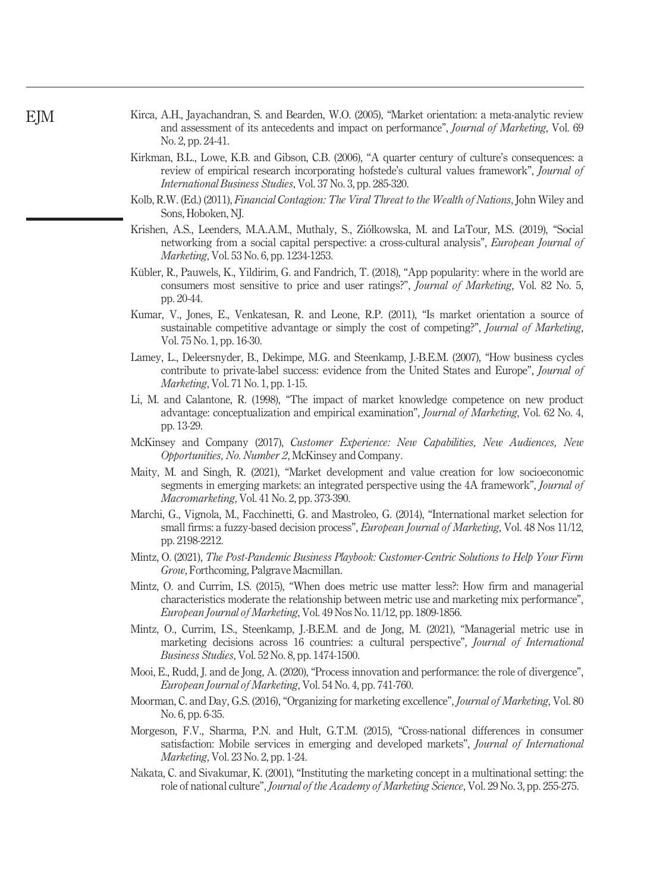Kirca, A.H., Jayachandran, S. and Bearden, W.O. (2005), "Market orientation: a meta-analytic review and assessment of its antecedents and impact on performance", *Journal of Marketing*, Vol. 69 No. 2, pp. 24-41.

Kirkman, B.L., Lowe, K.B. and Gibson, C.B. (2006), "A quarter century of culture's consequences: a review of empirical research incorporating hofstede's cultural values framework", *Journal of International Business Studies*, Vol. 37 No. 3, pp. 285-320.

Kolb, R.W. (Ed.) (2011), *Financial Contagion: The Viral Threat to the Wealth of Nations*, John Wiley and Sons, Hoboken, NJ.

Krishen, A.S., Leenders, M.A.A.M., Muthaly, S., Ziółkowska, M. and LaTour, M.S. (2019), "Social networking from a social capital perspective: a cross-cultural analysis", *European Journal of Marketing*, Vol. 53 No. 6, pp. 1234-1253.

Kübler, R., Pauwels, K., Yildirim, G. and Fandrich, T. (2018), "App popularity: where in the world are consumers most sensitive to price and user ratings?", *Journal of Marketing*, Vol. 82 No. 5, pp. 20-44.

Kumar, V., Jones, E., Venkatesan, R. and Leone, R.P. (2011), "Is market orientation a source of sustainable competitive advantage or simply the cost of competing?", *Journal of Marketing*, Vol. 75 No. 1, pp. 16-30.

Lamey, L., Deleersnyder, B., Dekimpe, M.G. and Steenkamp, J.-B.E.M. (2007), "How business cycles contribute to private-label success: evidence from the United States and Europe", *Journal of Marketing*, Vol. 71 No. 1, pp. 1-15.

Li, M. and Calantone, R. (1998), "The impact of market knowledge competence on new product advantage: conceptualization and empirical examination", *Journal of Marketing*, Vol. 62 No. 4, pp. 13-29.

McKinsey and Company (2017), *Customer Experience: New Capabilities, New Audiences, New Opportunities, No. Number 2*, McKinsey and Company.

Maity, M. and Singh, R. (2021), "Market development and value creation for low socioeconomic segments in emerging markets: an integrated perspective using the 4A framework", *Journal of Macromarketing*, Vol. 41 No. 2, pp. 373-390.

Marchi, G., Vignola, M., Facchinetti, G. and Mastroleo, G. (2014), "International market selection for small firms: a fuzzy-based decision process", *European Journal of Marketing*, Vol. 48 Nos 11/12, pp. 2198-2212.

Mintz, O. (2021), *The Post-Pandemic Business Playbook: Customer-Centric Solutions to Help Your Firm Grow*, Forthcoming, Palgrave Macmillan.

Mintz, O. and Currim, I.S. (2015), "When does metric use matter less?: How firm and managerial characteristics moderate the relationship between metric use and marketing mix performance", *European Journal of Marketing*, Vol. 49 Nos No. 11/12, pp. 1809-1856.

Mintz, O., Currim, I.S., Steenkamp, J.-B.E.M. and de Jong, M. (2021), "Managerial metric use in marketing decisions across 16 countries: a cultural perspective", *Journal of International Business Studies*, Vol. 52 No. 8, pp. 1474-1500.

Mooi, E., Rudd, J. and de Jong, A. (2020), "Process innovation and performance: the role of divergence", *European Journal of Marketing*, Vol. 54 No. 4, pp. 741-760.

Moorman, C. and Day, G.S. (2016), "Organizing for marketing excellence", *Journal of Marketing*, Vol. 80 No. 6, pp. 6-35.

Morgeson, F.V., Sharma, P.N. and Hult, G.T.M. (2015), "Cross-national differences in consumer satisfaction: Mobile services in emerging and developed markets", *Journal of International Marketing*, Vol. 23 No. 2, pp. 1-24.

Nakata, C. and Sivakumar, K. (2001), "Instituting the marketing concept in a multinational setting: the role of national culture", *Journal of the Academy of Marketing Science*, Vol. 29 No. 3, pp. 255-275.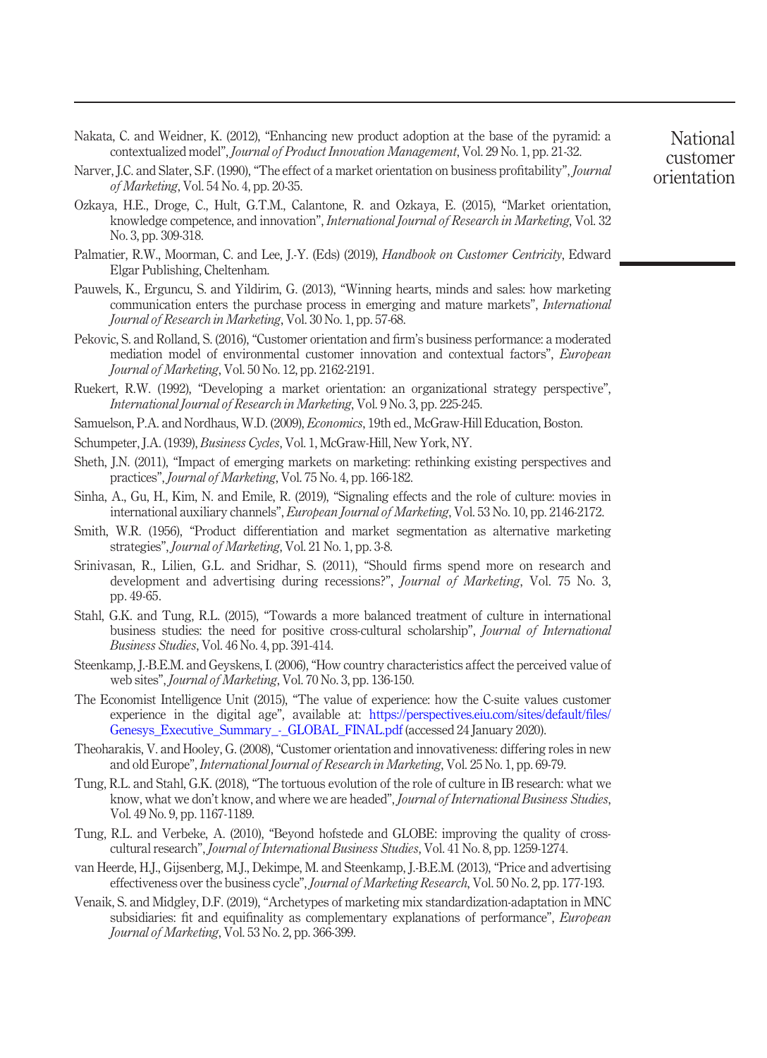Nakata, C. and Weidner, K. (2012), "Enhancing new product adoption at the base of the pyramid: a contextualized model", *Journal of Product Innovation Management*, Vol. 29 No. 1, pp. 21-32.

Narver, J.C. and Slater, S.F. (1990), "The effect of a market orientation on business profitability", *Journal of Marketing*, Vol. 54 No. 4, pp. 20-35.

Ozkaya, H.E., Droge, C., Hult, G.T.M., Calantone, R. and Ozkaya, E. (2015), "Market orientation, knowledge competence, and innovation", *International Journal of Research in Marketing*, Vol. 32 No. 3, pp. 309-318.

Palmatier, R.W., Moorman, C. and Lee, J.-Y. (Eds) (2019), *Handbook on Customer Centricity*, Edward Elgar Publishing, Cheltenham.

Pauwels, K., Erguncu, S. and Yildirim, G. (2013), "Winning hearts, minds and sales: how marketing communication enters the purchase process in emerging and mature markets", *International Journal of Research in Marketing*, Vol. 30 No. 1, pp. 57-68.

Pekovic, S. and Rolland, S. (2016), "Customer orientation and firm's business performance: a moderated mediation model of environmental customer innovation and contextual factors", *European Journal of Marketing*, Vol. 50 No. 12, pp. 2162-2191.

Ruekert, R.W. (1992), "Developing a market orientation: an organizational strategy perspective", *International Journal of Research in Marketing*, Vol. 9 No. 3, pp. 225-245.

Samuelson, P.A. and Nordhaus, W.D. (2009), *Economics*, 19th ed., McGraw-Hill Education, Boston.

Schumpeter, J.A. (1939), *Business Cycles*, Vol. 1, McGraw-Hill, New York, NY.

Sheth, J.N. (2011), "Impact of emerging markets on marketing: rethinking existing perspectives and practices", *Journal of Marketing*, Vol. 75 No. 4, pp. 166-182.

Sinha, A., Gu, H., Kim, N. and Emile, R. (2019), "Signaling effects and the role of culture: movies in international auxiliary channels", *European Journal of Marketing*, Vol. 53 No. 10, pp. 2146-2172.

Smith, W.R. (1956), "Product differentiation and market segmentation as alternative marketing strategies", *Journal of Marketing*, Vol. 21 No. 1, pp. 3-8.

Srinivasan, R., Lilien, G.L. and Sridhar, S. (2011), "Should firms spend more on research and development and advertising during recessions?", *Journal of Marketing*, Vol. 75 No. 3, pp. 49-65.

Stahl, G.K. and Tung, R.L. (2015), "Towards a more balanced treatment of culture in international business studies: the need for positive cross-cultural scholarship", *Journal of International Business Studies*, Vol. 46 No. 4, pp. 391-414.

Steenkamp, J.-B.E.M. and Geyskens, I. (2006), "How country characteristics affect the perceived value of web sites", *Journal of Marketing*, Vol. 70 No. 3, pp. 136-150.

The Economist Intelligence Unit (2015), "The value of experience: how the C-suite values customer experience in the digital age", available at: https://perspectives.eiu.com/sites/default/files/Genesys_Executive_Summary_-_GLOBAL_FINAL.pdf (accessed 24 January 2020).

Theoharakis, V. and Hooley, G. (2008), "Customer orientation and innovativeness: differing roles in new and old Europe", *International Journal of Research in Marketing*, Vol. 25 No. 1, pp. 69-79.

Tung, R.L. and Stahl, G.K. (2018), "The tortuous evolution of the role of culture in IB research: what we know, what we don't know, and where we are headed", *Journal of International Business Studies*, Vol. 49 No. 9, pp. 1167-1189.

Tung, R.L. and Verbeke, A. (2010), "Beyond hofstede and GLOBE: improving the quality of cross-cultural research", *Journal of International Business Studies*, Vol. 41 No. 8, pp. 1259-1274.

van Heerde, H.J., Gijsenberg, M.J., Dekimpe, M. and Steenkamp, J.-B.E.M. (2013), "Price and advertising effectiveness over the business cycle", *Journal of Marketing Research*, Vol. 50 No. 2, pp. 177-193.

Venaik, S. and Midgley, D.F. (2019), "Archetypes of marketing mix standardization-adaptation in MNC subsidiaries: fit and equifinality as complementary explanations of performance", *European Journal of Marketing*, Vol. 53 No. 2, pp. 366-399.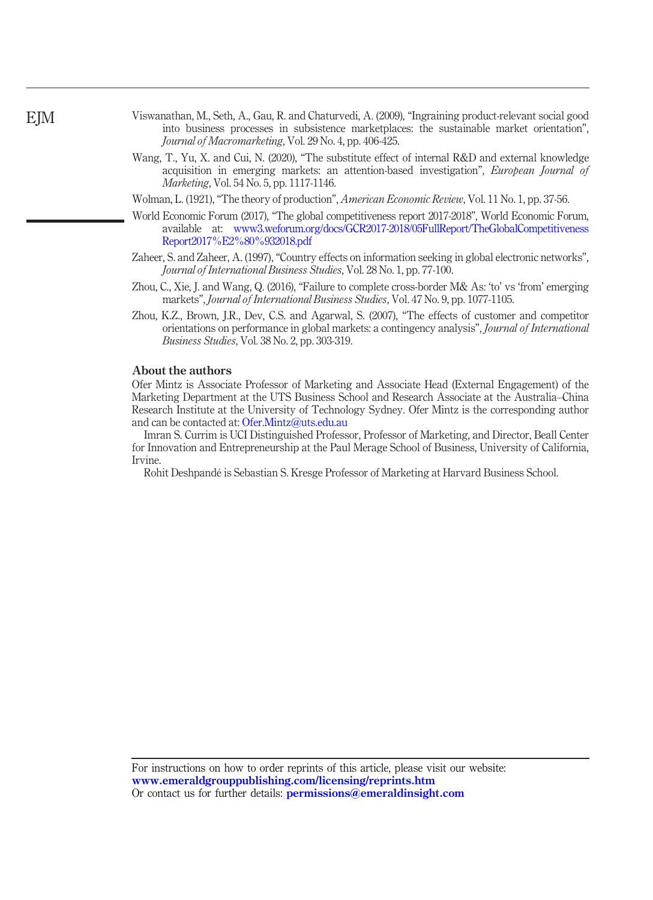Viswanathan, M., Seth, A., Gau, R. and Chaturvedi, A. (2009), "Ingraining product-relevant social good into business processes in subsistence marketplaces: the sustainable market orientation", *Journal of Macromarketing*, Vol. 29 No. 4, pp. 406-425.

Wang, T., Yu, X. and Cui, N. (2020), "The substitute effect of internal R&D and external knowledge acquisition in emerging markets: an attention-based investigation", *European Journal of Marketing*, Vol. 54 No. 5, pp. 1117-1146.

Wolman, L. (1921), "The theory of production", *American Economic Review*, Vol. 11 No. 1, pp. 37-56.

World Economic Forum (2017), "The global competitiveness report 2017-2018", World Economic Forum, available at: www3.weforum.org/docs/GCR2017-2018/05FullReport/TheGlobalCompetitivenessReport2017%E2%80%932018.pdf

Zaheer, S. and Zaheer, A. (1997), "Country effects on information seeking in global electronic networks", *Journal of International Business Studies*, Vol. 28 No. 1, pp. 77-100.

Zhou, C., Xie, J. and Wang, Q. (2016), "Failure to complete cross-border M& As: 'to' vs 'from' emerging markets", *Journal of International Business Studies*, Vol. 47 No. 9, pp. 1077-1105.

Zhou, K.Z., Brown, J.R., Dev, C.S. and Agarwal, S. (2007), "The effects of customer and competitor orientations on performance in global markets: a contingency analysis", *Journal of International Business Studies*, Vol. 38 No. 2, pp. 303-319.

## About the authors

Ofer Mintz is Associate Professor of Marketing and Associate Head (External Engagement) of the Marketing Department at the UTS Business School and Research Associate at the Australia–China Research Institute at the University of Technology Sydney. Ofer Mintz is the corresponding author and can be contacted at: Ofer.Mintz@uts.edu.au

Imran S. Currim is UCI Distinguished Professor, Professor of Marketing, and Director, Beall Center for Innovation and Entrepreneurship at the Paul Merage School of Business, University of California, Irvine.

Rohit Deshpandé is Sebastian S. Kresge Professor of Marketing at Harvard Business School.

For instructions on how to order reprints of this article, please visit our website:
**www.emeraldgrouppublishing.com/licensing/reprints.htm**
Or contact us for further details: **permissions@emeraldinsight.com**